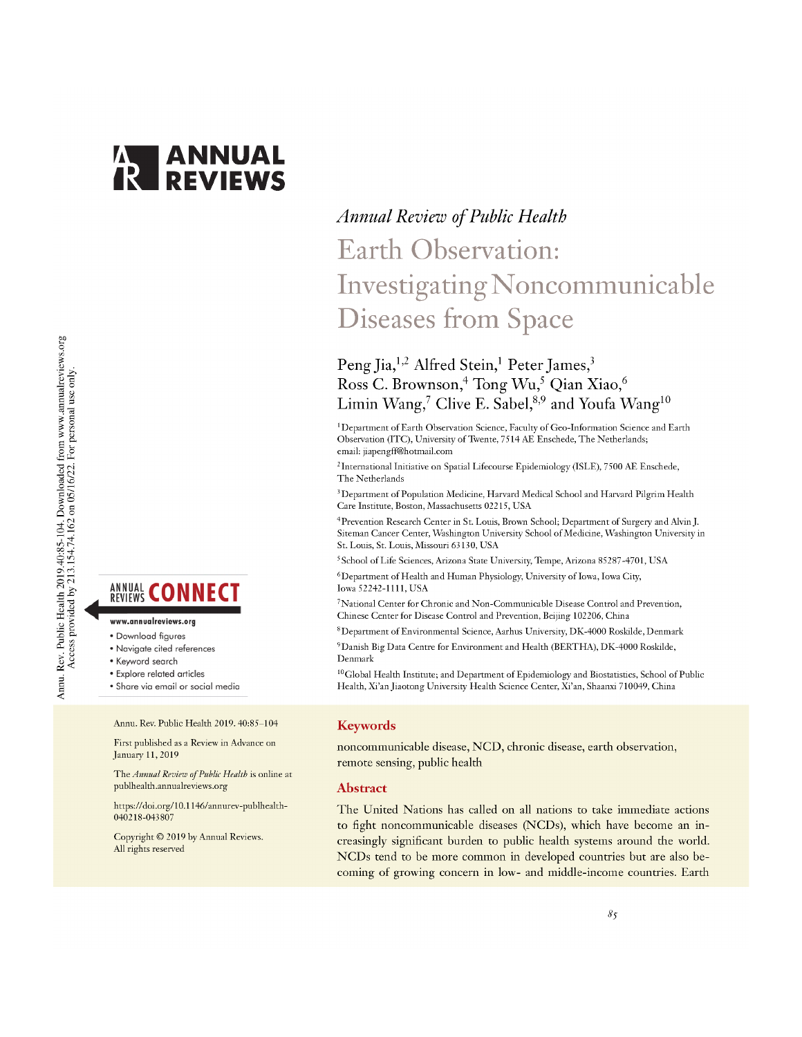*Annual Review of Public Health*

# Earth Observation: Investigating Noncommunicable Diseases from Space

Peng Jia,[1,2] Alfred Stein,[1] Peter James,[3] Ross C. Brownson,[4] Tong Wu,[5] Qian Xiao,[6] Limin Wang,[7] Clive E. Sabel,[8,9] and Youfa Wang[10]

[1]Department of Earth Observation Science, Faculty of Geo-Information Science and Earth Observation (ITC), University of Twente, 7514 AE Enschede, The Netherlands; email: jiapengff@hotmail.com

[2]International Initiative on Spatial Lifecourse Epidemiology (ISLE), 7500 AE Enschede, The Netherlands

[3]Department of Population Medicine, Harvard Medical School and Harvard Pilgrim Health Care Institute, Boston, Massachusetts 02215, USA

[4]Prevention Research Center in St. Louis, Brown School; Department of Surgery and Alvin J. Siteman Cancer Center, Washington University School of Medicine, Washington University in St. Louis, St. Louis, Missouri 63130, USA

[5]School of Life Sciences, Arizona State University, Tempe, Arizona 85287-4701, USA

[6]Department of Health and Human Physiology, University of Iowa, Iowa City, Iowa 52242-1111, USA

[7]National Center for Chronic and Non-Communicable Disease Control and Prevention, Chinese Center for Disease Control and Prevention, Beijing 102206, China

[8]Department of Environmental Science, Aarhus University, DK-4000 Roskilde, Denmark

[9]Danish Big Data Centre for Environment and Health (BERTHA), DK-4000 Roskilde, Denmark

[10]Global Health Institute; and Department of Epidemiology and Biostatistics, School of Public Health, Xi'an Jiaotong University Health Science Center, Xi'an, Shaanxi 710049, China

Annu. Rev. Public Health 2019. 40:85–104

First published as a Review in Advance on January 11, 2019

The *Annual Review of Public Health* is online at publhealth.annualreviews.org

https://doi.org/10.1146/annurev-publhealth-040218-043807

Copyright © 2019 by Annual Reviews. All rights reserved

## Keywords

noncommunicable disease, NCD, chronic disease, earth observation, remote sensing, public health

## Abstract

The United Nations has called on all nations to take immediate actions to fight noncommunicable diseases (NCDs), which have become an increasingly significant burden to public health systems around the world. NCDs tend to be more common in developed countries but are also becoming of growing concern in low- and middle-income countries. Earth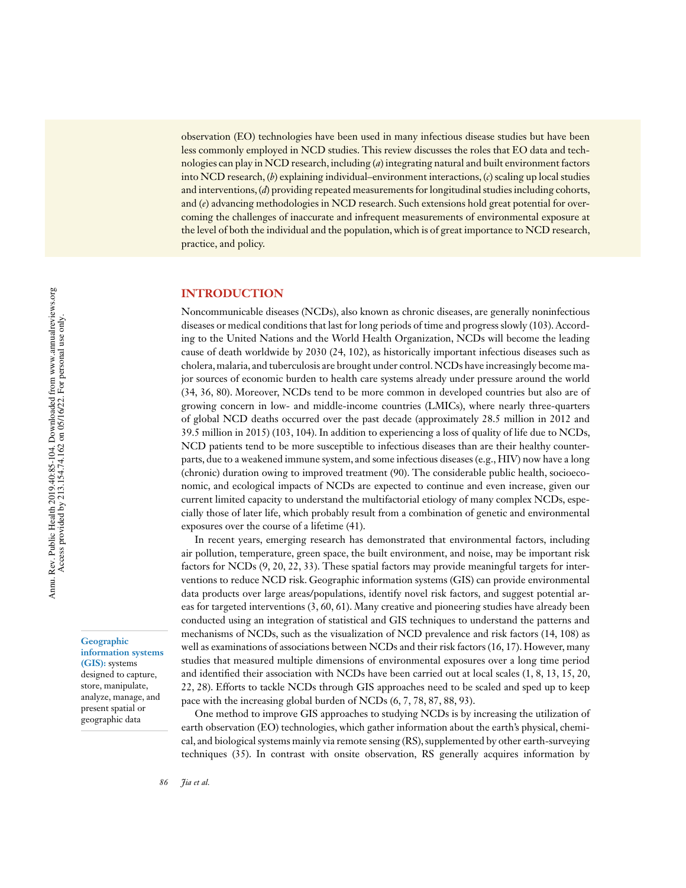observation (EO) technologies have been used in many infectious disease studies but have been less commonly employed in NCD studies. This review discusses the roles that EO data and technologies can play in NCD research, including (*a*) integrating natural and built environment factors into NCD research, (*b*) explaining individual–environment interactions, (*c*) scaling up local studies and interventions, (*d*) providing repeated measurements for longitudinal studies including cohorts, and (*e*) advancing methodologies in NCD research. Such extensions hold great potential for overcoming the challenges of inaccurate and infrequent measurements of environmental exposure at the level of both the individual and the population, which is of great importance to NCD research, practice, and policy.

## INTRODUCTION

Noncommunicable diseases (NCDs), also known as chronic diseases, are generally noninfectious diseases or medical conditions that last for long periods of time and progress slowly (103). According to the United Nations and the World Health Organization, NCDs will become the leading cause of death worldwide by 2030 (24, 102), as historically important infectious diseases such as cholera, malaria, and tuberculosis are brought under control. NCDs have increasingly become major sources of economic burden to health care systems already under pressure around the world (34, 36, 80). Moreover, NCDs tend to be more common in developed countries but also are of growing concern in low- and middle-income countries (LMICs), where nearly three-quarters of global NCD deaths occurred over the past decade (approximately 28.5 million in 2012 and 39.5 million in 2015) (103, 104). In addition to experiencing a loss of quality of life due to NCDs, NCD patients tend to be more susceptible to infectious diseases than are their healthy counterparts, due to a weakened immune system, and some infectious diseases (e.g., HIV) now have a long (chronic) duration owing to improved treatment (90). The considerable public health, socioeconomic, and ecological impacts of NCDs are expected to continue and even increase, given our current limited capacity to understand the multifactorial etiology of many complex NCDs, especially those of later life, which probably result from a combination of genetic and environmental exposures over the course of a lifetime (41).

In recent years, emerging research has demonstrated that environmental factors, including air pollution, temperature, green space, the built environment, and noise, may be important risk factors for NCDs (9, 20, 22, 33). These spatial factors may provide meaningful targets for interventions to reduce NCD risk. Geographic information systems (GIS) can provide environmental data products over large areas/populations, identify novel risk factors, and suggest potential areas for targeted interventions (3, 60, 61). Many creative and pioneering studies have already been conducted using an integration of statistical and GIS techniques to understand the patterns and mechanisms of NCDs, such as the visualization of NCD prevalence and risk factors (14, 108) as well as examinations of associations between NCDs and their risk factors (16, 17). However, many studies that measured multiple dimensions of environmental exposures over a long time period and identified their association with NCDs have been carried out at local scales (1, 8, 13, 15, 20, 22, 28). Efforts to tackle NCDs through GIS approaches need to be scaled and sped up to keep pace with the increasing global burden of NCDs (6, 7, 78, 87, 88, 93).

**Geographic information systems (GIS):** systems designed to capture, store, manipulate, analyze, manage, and present spatial or geographic data

One method to improve GIS approaches to studying NCDs is by increasing the utilization of earth observation (EO) technologies, which gather information about the earth's physical, chemical, and biological systems mainly via remote sensing (RS), supplemented by other earth-surveying techniques (35). In contrast with onsite observation, RS generally acquires information by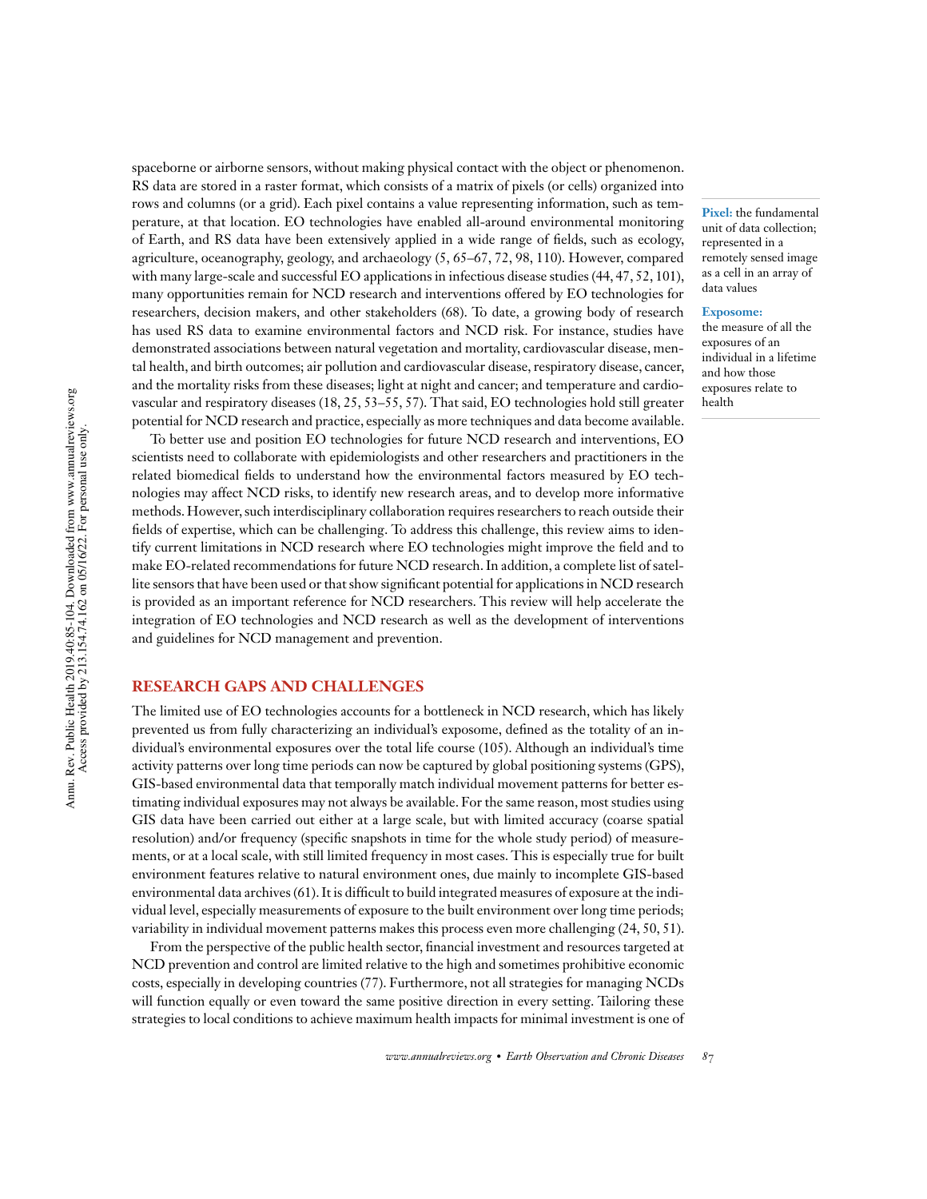spaceborne or airborne sensors, without making physical contact with the object or phenomenon. RS data are stored in a raster format, which consists of a matrix of pixels (or cells) organized into rows and columns (or a grid). Each pixel contains a value representing information, such as temperature, at that location. EO technologies have enabled all-around environmental monitoring of Earth, and RS data have been extensively applied in a wide range of fields, such as ecology, agriculture, oceanography, geology, and archaeology (5, 65–67, 72, 98, 110). However, compared with many large-scale and successful EO applications in infectious disease studies (44, 47, 52, 101), many opportunities remain for NCD research and interventions offered by EO technologies for researchers, decision makers, and other stakeholders (68). To date, a growing body of research has used RS data to examine environmental factors and NCD risk. For instance, studies have demonstrated associations between natural vegetation and mortality, cardiovascular disease, mental health, and birth outcomes; air pollution and cardiovascular disease, respiratory disease, cancer, and the mortality risks from these diseases; light at night and cancer; and temperature and cardiovascular and respiratory diseases (18, 25, 53–55, 57). That said, EO technologies hold still greater potential for NCD research and practice, especially as more techniques and data become available.

**Pixel:** the fundamental unit of data collection; represented in a remotely sensed image as a cell in an array of data values

**Exposome:** the measure of all the exposures of an individual in a lifetime and how those exposures relate to health

To better use and position EO technologies for future NCD research and interventions, EO scientists need to collaborate with epidemiologists and other researchers and practitioners in the related biomedical fields to understand how the environmental factors measured by EO technologies may affect NCD risks, to identify new research areas, and to develop more informative methods. However, such interdisciplinary collaboration requires researchers to reach outside their fields of expertise, which can be challenging. To address this challenge, this review aims to identify current limitations in NCD research where EO technologies might improve the field and to make EO-related recommendations for future NCD research. In addition, a complete list of satellite sensors that have been used or that show significant potential for applications in NCD research is provided as an important reference for NCD researchers. This review will help accelerate the integration of EO technologies and NCD research as well as the development of interventions and guidelines for NCD management and prevention.

## RESEARCH GAPS AND CHALLENGES

The limited use of EO technologies accounts for a bottleneck in NCD research, which has likely prevented us from fully characterizing an individual's exposome, defined as the totality of an individual's environmental exposures over the total life course (105). Although an individual's time activity patterns over long time periods can now be captured by global positioning systems (GPS), GIS-based environmental data that temporally match individual movement patterns for better estimating individual exposures may not always be available. For the same reason, most studies using GIS data have been carried out either at a large scale, but with limited accuracy (coarse spatial resolution) and/or frequency (specific snapshots in time for the whole study period) of measurements, or at a local scale, with still limited frequency in most cases. This is especially true for built environment features relative to natural environment ones, due mainly to incomplete GIS-based environmental data archives (61). It is difficult to build integrated measures of exposure at the individual level, especially measurements of exposure to the built environment over long time periods; variability in individual movement patterns makes this process even more challenging (24, 50, 51).

From the perspective of the public health sector, financial investment and resources targeted at NCD prevention and control are limited relative to the high and sometimes prohibitive economic costs, especially in developing countries (77). Furthermore, not all strategies for managing NCDs will function equally or even toward the same positive direction in every setting. Tailoring these strategies to local conditions to achieve maximum health impacts for minimal investment is one of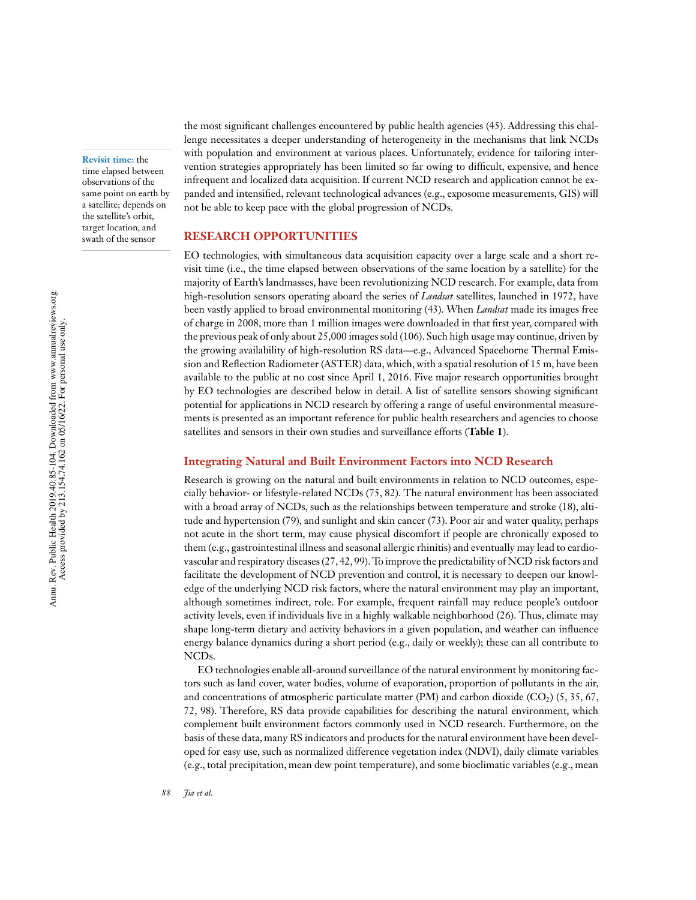the most significant challenges encountered by public health agencies (45). Addressing this challenge necessitates a deeper understanding of heterogeneity in the mechanisms that link NCDs with population and environment at various places. Unfortunately, evidence for tailoring intervention strategies appropriately has been limited so far owing to difficult, expensive, and hence infrequent and localized data acquisition. If current NCD research and application cannot be expanded and intensified, relevant technological advances (e.g., exposome measurements, GIS) will not be able to keep pace with the global progression of NCDs.

**Revisit time:** the time elapsed between observations of the same point on earth by a satellite; depends on the satellite's orbit, target location, and swath of the sensor

## RESEARCH OPPORTUNITIES

EO technologies, with simultaneous data acquisition capacity over a large scale and a short revisit time (i.e., the time elapsed between observations of the same location by a satellite) for the majority of Earth's landmasses, have been revolutionizing NCD research. For example, data from high-resolution sensors operating aboard the series of *Landsat* satellites, launched in 1972, have been vastly applied to broad environmental monitoring (43). When *Landsat* made its images free of charge in 2008, more than 1 million images were downloaded in that first year, compared with the previous peak of only about 25,000 images sold (106). Such high usage may continue, driven by the growing availability of high-resolution RS data—e.g., Advanced Spaceborne Thermal Emission and Reflection Radiometer (ASTER) data, which, with a spatial resolution of 15 m, have been available to the public at no cost since April 1, 2016. Five major research opportunities brought by EO technologies are described below in detail. A list of satellite sensors showing significant potential for applications in NCD research by offering a range of useful environmental measurements is presented as an important reference for public health researchers and agencies to choose satellites and sensors in their own studies and surveillance efforts (**Table 1**).

### Integrating Natural and Built Environment Factors into NCD Research

Research is growing on the natural and built environments in relation to NCD outcomes, especially behavior- or lifestyle-related NCDs (75, 82). The natural environment has been associated with a broad array of NCDs, such as the relationships between temperature and stroke (18), altitude and hypertension (79), and sunlight and skin cancer (73). Poor air and water quality, perhaps not acute in the short term, may cause physical discomfort if people are chronically exposed to them (e.g., gastrointestinal illness and seasonal allergic rhinitis) and eventually may lead to cardiovascular and respiratory diseases (27, 42, 99). To improve the predictability of NCD risk factors and facilitate the development of NCD prevention and control, it is necessary to deepen our knowledge of the underlying NCD risk factors, where the natural environment may play an important, although sometimes indirect, role. For example, frequent rainfall may reduce people's outdoor activity levels, even if individuals live in a highly walkable neighborhood (26). Thus, climate may shape long-term dietary and activity behaviors in a given population, and weather can influence energy balance dynamics during a short period (e.g., daily or weekly); these can all contribute to NCDs.

EO technologies enable all-around surveillance of the natural environment by monitoring factors such as land cover, water bodies, volume of evaporation, proportion of pollutants in the air, and concentrations of atmospheric particulate matter (PM) and carbon dioxide ($CO_2$) (5, 35, 67, 72, 98). Therefore, RS data provide capabilities for describing the natural environment, which complement built environment factors commonly used in NCD research. Furthermore, on the basis of these data, many RS indicators and products for the natural environment have been developed for easy use, such as normalized difference vegetation index (NDVI), daily climate variables (e.g., total precipitation, mean dew point temperature), and some bioclimatic variables (e.g., mean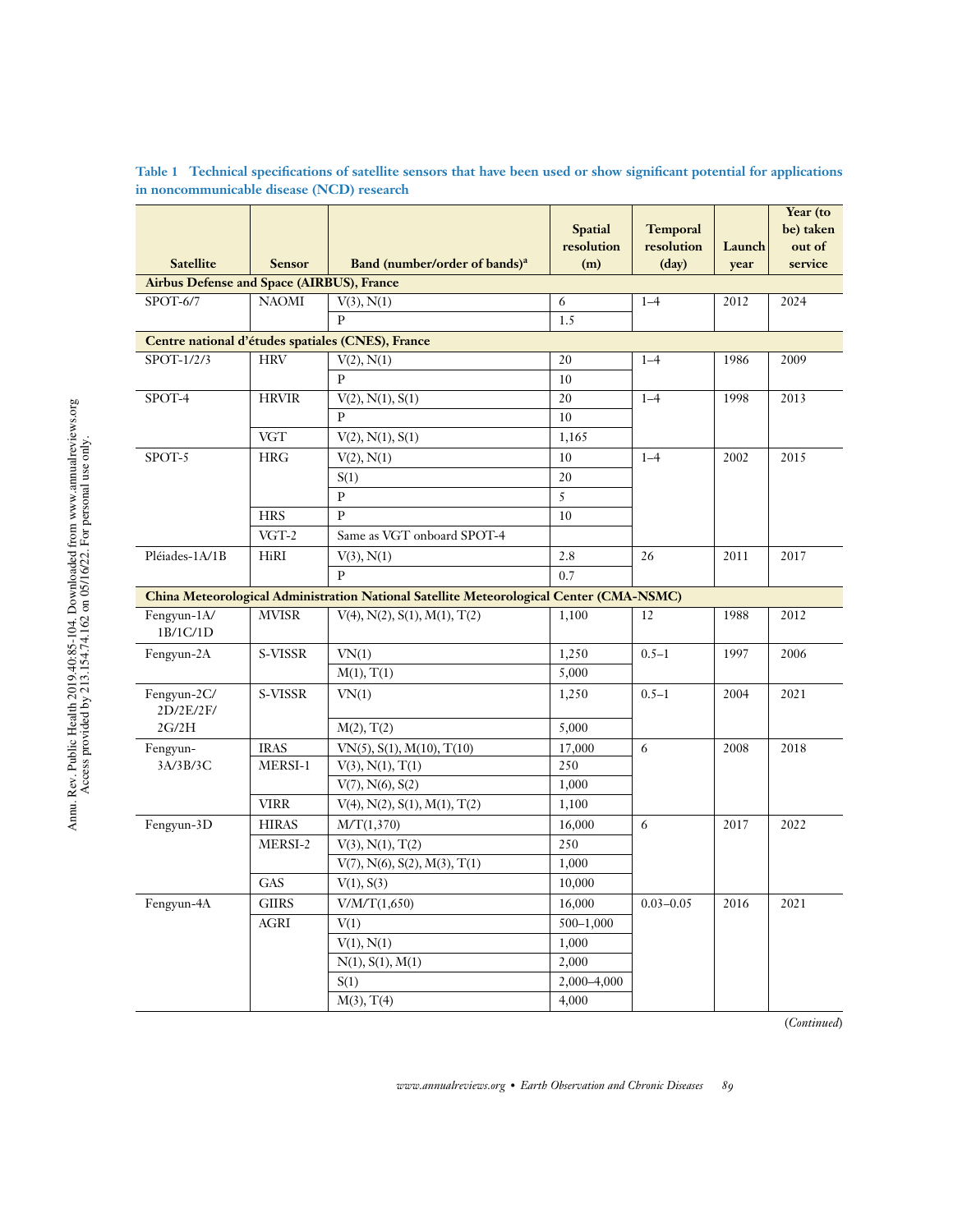**Table 1 Technical specifications of satellite sensors that have been used or show significant potential for applications in noncommunicable disease (NCD) research**

| Satellite | Sensor | Band (number/order of bands)[a] | Spatial resolution (m) | Temporal resolution (day) | Launch year | Year (to be) taken out of service |
|---|---|---|---|---|---|---|
| **Airbus Defense and Space (AIRBUS), France** | | | | | | |
| SPOT-6/7 | NAOMI | V(3), N(1) | 6 | 1–4 | 2012 | 2024 |
| | | P | 1.5 | | | |
| **Centre national d'études spatiales (CNES), France** | | | | | | |
| SPOT-1/2/3 | HRV | V(2), N(1) | 20 | 1–4 | 1986 | 2009 |
| | | P | 10 | | | |
| SPOT-4 | HRVIR | V(2), N(1), S(1) | 20 | 1–4 | 1998 | 2013 |
| | | P | 10 | | | |
| | VGT | V(2), N(1), S(1) | 1,165 | | | |
| SPOT-5 | HRG | V(2), N(1) | 10 | 1–4 | 2002 | 2015 |
| | | S(1) | 20 | | | |
| | | P | 5 | | | |
| | HRS | P | 10 | | | |
| | VGT-2 | Same as VGT onboard SPOT-4 | | | | |
| Pléiades-1A/1B | HiRI | V(3), N(1) | 2.8 | 26 | 2011 | 2017 |
| | | P | 0.7 | | | |
| **China Meteorological Administration National Satellite Meteorological Center (CMA-NSMC)** | | | | | | |
| Fengyun-1A/1B/1C/1D | MVISR | V(4), N(2), S(1), M(1), T(2) | 1,100 | 12 | 1988 | 2012 |
| Fengyun-2A | S-VISSR | VN(1) | 1,250 | 0.5–1 | 1997 | 2006 |
| | | M(1), T(1) | 5,000 | | | |
| Fengyun-2C/2D/2E/2F/2G/2H | S-VISSR | VN(1) | 1,250 | 0.5–1 | 2004 | 2021 |
| | | M(2), T(2) | 5,000 | | | |
| Fengyun-3A/3B/3C | IRAS | VN(5), S(1), M(10), T(10) | 17,000 | 6 | 2008 | 2018 |
| | MERSI-1 | V(3), N(1), T(1) | 250 | | | |
| | | V(7), N(6), S(2) | 1,000 | | | |
| | VIRR | V(4), N(2), S(1), M(1), T(2) | 1,100 | | | |
| Fengyun-3D | HIRAS | M/T(1,370) | 16,000 | 6 | 2017 | 2022 |
| | MERSI-2 | V(3), N(1), T(2) | 250 | | | |
| | | V(7), N(6), S(2), M(3), T(1) | 1,000 | | | |
| | GAS | V(1), S(3) | 10,000 | | | |
| Fengyun-4A | GIIRS | V/M/T(1,650) | 16,000 | 0.03–0.05 | 2016 | 2021 |
| | AGRI | V(1) | 500–1,000 | | | |
| | | V(1), N(1) | 1,000 | | | |
| | | N(1), S(1), M(1) | 2,000 | | | |
| | | S(1) | 2,000–4,000 | | | |
| | | M(3), T(4) | 4,000 | | | |

(*Continued*)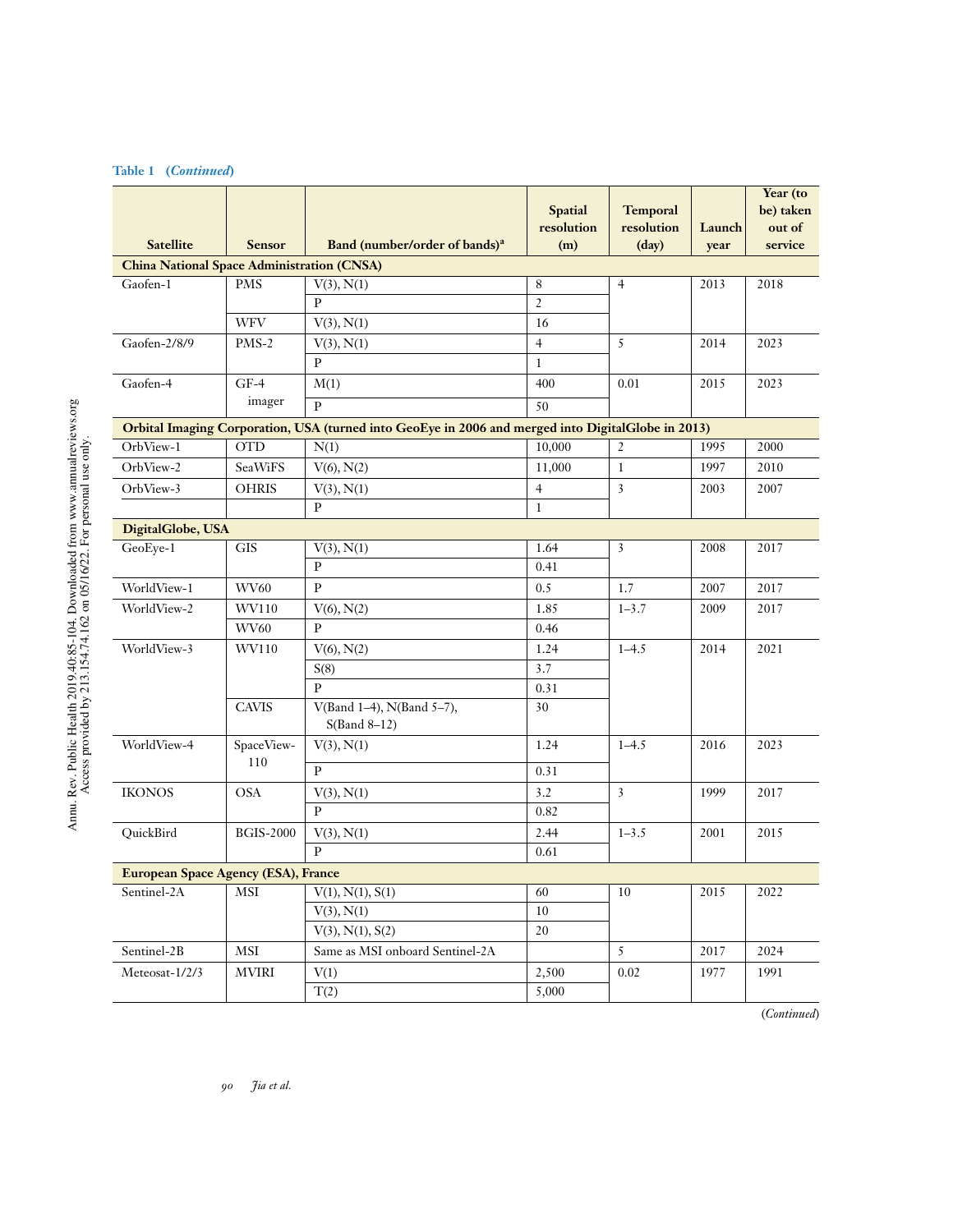**Table 1 (*Continued*)**

| Satellite | Sensor | Band (number/order of bands)[a] | Spatial resolution (m) | Temporal resolution (day) | Launch year | Year (to be) taken out of service |
|---|---|---|---|---|---|---|
| **China National Space Administration (CNSA)** | | | | | | |
| Gaofen-1 | PMS | V(3), N(1) | 8 | 4 | 2013 | 2018 |
| | | P | 2 | | | |
| | WFV | V(3), N(1) | 16 | | | |
| Gaofen-2/8/9 | PMS-2 | V(3), N(1) | 4 | 5 | 2014 | 2023 |
| | | P | 1 | | | |
| Gaofen-4 | GF-4 imager | M(1) | 400 | 0.01 | 2015 | 2023 |
| | | P | 50 | | | |
| **Orbital Imaging Corporation, USA (turned into GeoEye in 2006 and merged into DigitalGlobe in 2013)** | | | | | | |
| OrbView-1 | OTD | N(1) | 10,000 | 2 | 1995 | 2000 |
| OrbView-2 | SeaWiFS | V(6), N(2) | 11,000 | 1 | 1997 | 2010 |
| OrbView-3 | OHRIS | V(3), N(1) | 4 | 3 | 2003 | 2007 |
| | | P | 1 | | | |
| **DigitalGlobe, USA** | | | | | | |
| GeoEye-1 | GIS | V(3), N(1) | 1.64 | 3 | 2008 | 2017 |
| | | P | 0.41 | | | |
| WorldView-1 | WV60 | P | 0.5 | 1.7 | 2007 | 2017 |
| WorldView-2 | WV110 | V(6), N(2) | 1.85 | 1–3.7 | 2009 | 2017 |
| | WV60 | P | 0.46 | | | |
| WorldView-3 | WV110 | V(6), N(2) | 1.24 | 1–4.5 | 2014 | 2021 |
| | | S(8) | 3.7 | | | |
| | | P | 0.31 | | | |
| | CAVIS | V(Band 1–4), N(Band 5–7), S(Band 8–12) | 30 | | | |
| WorldView-4 | SpaceView-110 | V(3), N(1) | 1.24 | 1–4.5 | 2016 | 2023 |
| | | P | 0.31 | | | |
| IKONOS | OSA | V(3), N(1) | 3.2 | 3 | 1999 | 2017 |
| | | P | 0.82 | | | |
| QuickBird | BGIS-2000 | V(3), N(1) | 2.44 | 1–3.5 | 2001 | 2015 |
| | | P | 0.61 | | | |
| **European Space Agency (ESA), France** | | | | | | |
| Sentinel-2A | MSI | V(1), N(1), S(1) | 60 | 10 | 2015 | 2022 |
| | | V(3), N(1) | 10 | | | |
| | | V(3), N(1), S(2) | 20 | | | |
| Sentinel-2B | MSI | Same as MSI onboard Sentinel-2A | | 5 | 2017 | 2024 |
| Meteosat-1/2/3 | MVIRI | V(1) | 2,500 | 0.02 | 1977 | 1991 |
| | | T(2) | 5,000 | | | |

(*Continued*)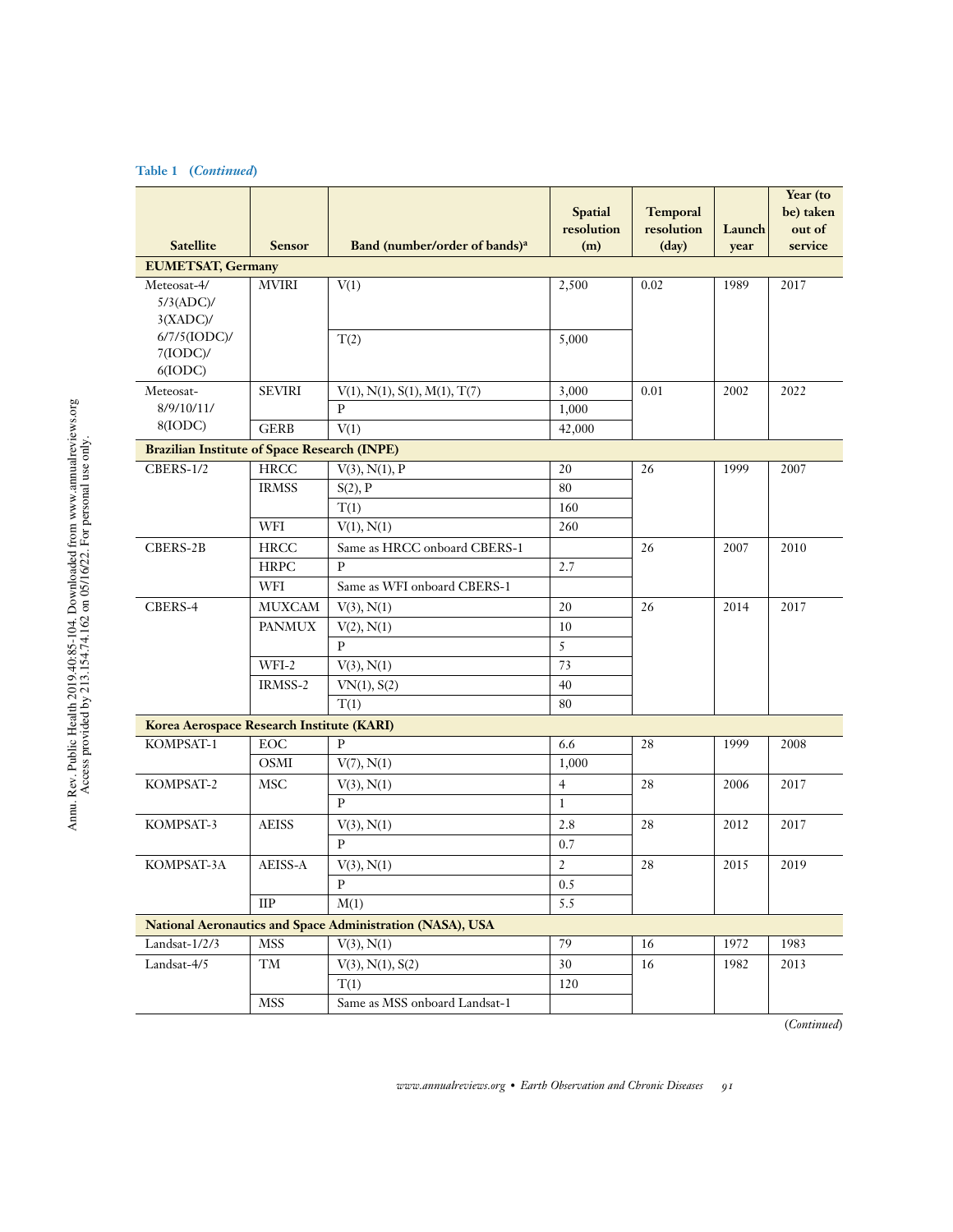**Table 1 (*Continued*)**

| Satellite | Sensor | Band (number/order of bands)[a] | Spatial resolution (m) | Temporal resolution (day) | Launch year | Year (to be) taken out of service |
|---|---|---|---|---|---|---|
| **EUMETSAT, Germany** | | | | | | |
| Meteosat-4/5/3(ADC)/3(XADC)/6/7/5(IODC)/7(IODC)/6(IODC) | MVIRI | V(1) | 2,500 | 0.02 | 1989 | 2017 |
| | | T(2) | 5,000 | | | |
| Meteosat-8/9/10/11/8(IODC) | SEVIRI | V(1), N(1), S(1), M(1), T(7) | 3,000 | 0.01 | 2002 | 2022 |
| | | P | 1,000 | | | |
| | GERB | V(1) | 42,000 | | | |
| **Brazilian Institute of Space Research (INPE)** | | | | | | |
| CBERS-1/2 | HRCC | V(3), N(1), P | 20 | 26 | 1999 | 2007 |
| | IRMSS | S(2), P | 80 | | | |
| | | T(1) | 160 | | | |
| | WFI | V(1), N(1) | 260 | | | |
| CBERS-2B | HRCC | Same as HRCC onboard CBERS-1 | | 26 | 2007 | 2010 |
| | HRPC | P | 2.7 | | | |
| | WFI | Same as WFI onboard CBERS-1 | | | | |
| CBERS-4 | MUXCAM | V(3), N(1) | 20 | 26 | 2014 | 2017 |
| | PANMUX | V(2), N(1) | 10 | | | |
| | | P | 5 | | | |
| | WFI-2 | V(3), N(1) | 73 | | | |
| | IRMSS-2 | VN(1), S(2) | 40 | | | |
| | | T(1) | 80 | | | |
| **Korea Aerospace Research Institute (KARI)** | | | | | | |
| KOMPSAT-1 | EOC | P | 6.6 | 28 | 1999 | 2008 |
| | OSMI | V(7), N(1) | 1,000 | | | |
| KOMPSAT-2 | MSC | V(3), N(1) | 4 | 28 | 2006 | 2017 |
| | | P | 1 | | | |
| KOMPSAT-3 | AEISS | V(3), N(1) | 2.8 | 28 | 2012 | 2017 |
| | | P | 0.7 | | | |
| KOMPSAT-3A | AEISS-A | V(3), N(1) | 2 | 28 | 2015 | 2019 |
| | | P | 0.5 | | | |
| | IIP | M(1) | 5.5 | | | |
| **National Aeronautics and Space Administration (NASA), USA** | | | | | | |
| Landsat-1/2/3 | MSS | V(3), N(1) | 79 | 16 | 1972 | 1983 |
| Landsat-4/5 | TM | V(3), N(1), S(2) | 30 | 16 | 1982 | 2013 |
| | | T(1) | 120 | | | |
| | MSS | Same as MSS onboard Landsat-1 | | | | |

(*Continued*)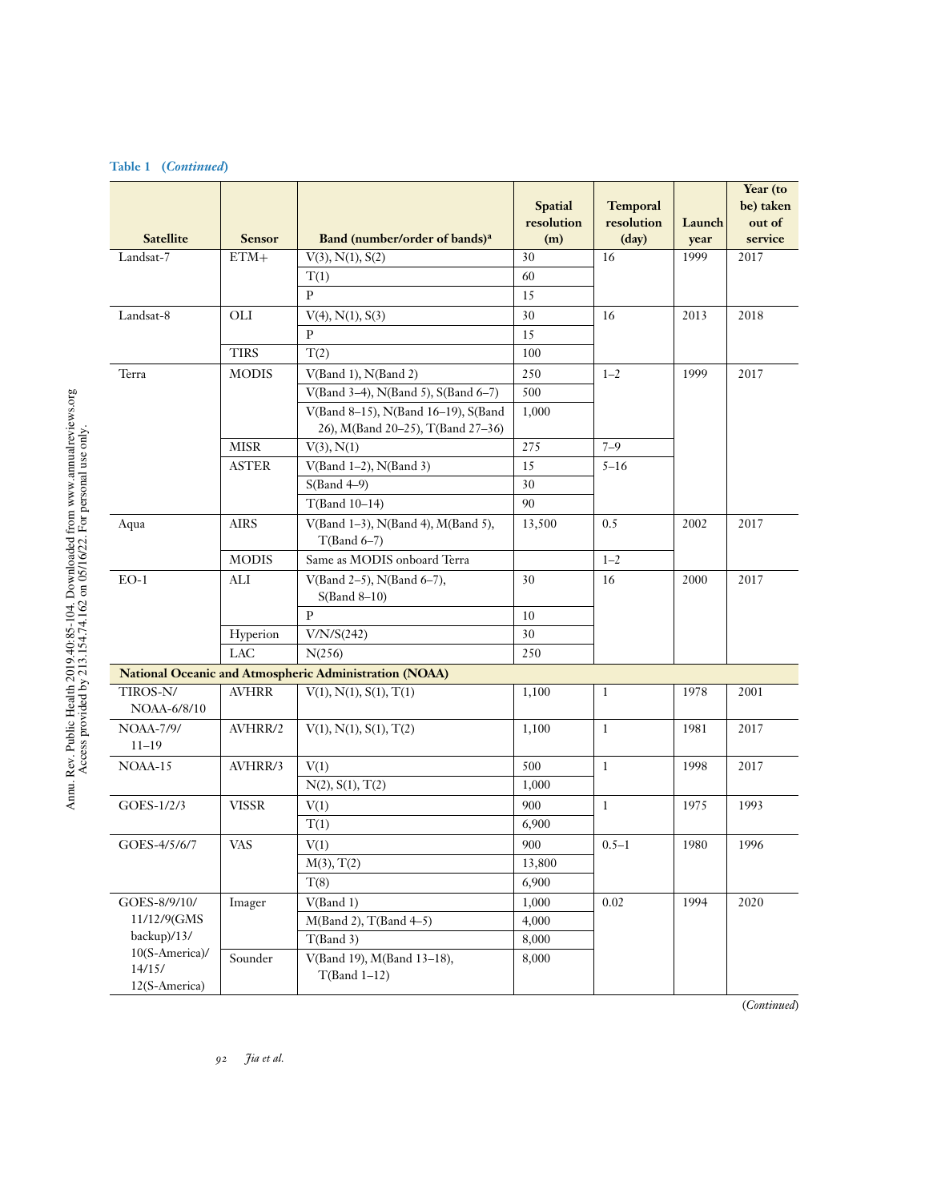**Table 1** (*Continued*)

| Satellite | Sensor | Band (number/order of bands)[a] | Spatial resolution (m) | Temporal resolution (day) | Launch year | Year (to be) taken out of service |
|---|---|---|---|---|---|---|
| Landsat-7 | ETM+ | V(3), N(1), S(2) | 30 | 16 | 1999 | 2017 |
| | | T(1) | 60 | | | |
| | | P | 15 | | | |
| Landsat-8 | OLI | V(4), N(1), S(3) | 30 | 16 | 2013 | 2018 |
| | | P | 15 | | | |
| | TIRS | T(2) | 100 | | | |
| Terra | MODIS | V(Band 1), N(Band 2) | 250 | 1–2 | 1999 | 2017 |
| | | V(Band 3–4), N(Band 5), S(Band 6–7) | 500 | | | |
| | | V(Band 8–15), N(Band 16–19), S(Band 26), M(Band 20–25), T(Band 27–36) | 1,000 | | | |
| | MISR | V(3), N(1) | 275 | 7–9 | | |
| | ASTER | V(Band 1–2), N(Band 3) | 15 | 5–16 | | |
| | | S(Band 4–9) | 30 | | | |
| | | T(Band 10–14) | 90 | | | |
| Aqua | AIRS | V(Band 1–3), N(Band 4), M(Band 5), T(Band 6–7) | 13,500 | 0.5 | 2002 | 2017 |
| | MODIS | Same as MODIS onboard Terra | | 1–2 | | |
| EO-1 | ALI | V(Band 2–5), N(Band 6–7), S(Band 8–10) | 30 | 16 | 2000 | 2017 |
| | | P | 10 | | | |
| | Hyperion | V/N/S(242) | 30 | | | |
| | LAC | N(256) | 250 | | | |
| **National Oceanic and Atmospheric Administration (NOAA)** | | | | | | |
| TIROS-N/ NOAA-6/8/10 | AVHRR | V(1), N(1), S(1), T(1) | 1,100 | 1 | 1978 | 2001 |
| NOAA-7/9/ 11–19 | AVHRR/2 | V(1), N(1), S(1), T(2) | 1,100 | 1 | 1981 | 2017 |
| NOAA-15 | AVHRR/3 | V(1) | 500 | 1 | 1998 | 2017 |
| | | N(2), S(1), T(2) | 1,000 | | | |
| GOES-1/2/3 | VISSR | V(1) | 900 | 1 | 1975 | 1993 |
| | | T(1) | 6,900 | | | |
| GOES-4/5/6/7 | VAS | V(1) | 900 | 0.5–1 | 1980 | 1996 |
| | | M(3), T(2) | 13,800 | | | |
| | | T(8) | 6,900 | | | |
| GOES-8/9/10/ 11/12/9(GMS backup)/13/ 10(S-America)/ 14/15/ 12(S-America) | Imager | V(Band 1) | 1,000 | 0.02 | 1994 | 2020 |
| | | M(Band 2), T(Band 4–5) | 4,000 | | | |
| | | T(Band 3) | 8,000 | | | |
| | Sounder | V(Band 19), M(Band 13–18), T(Band 1–12) | 8,000 | | | |

(*Continued*)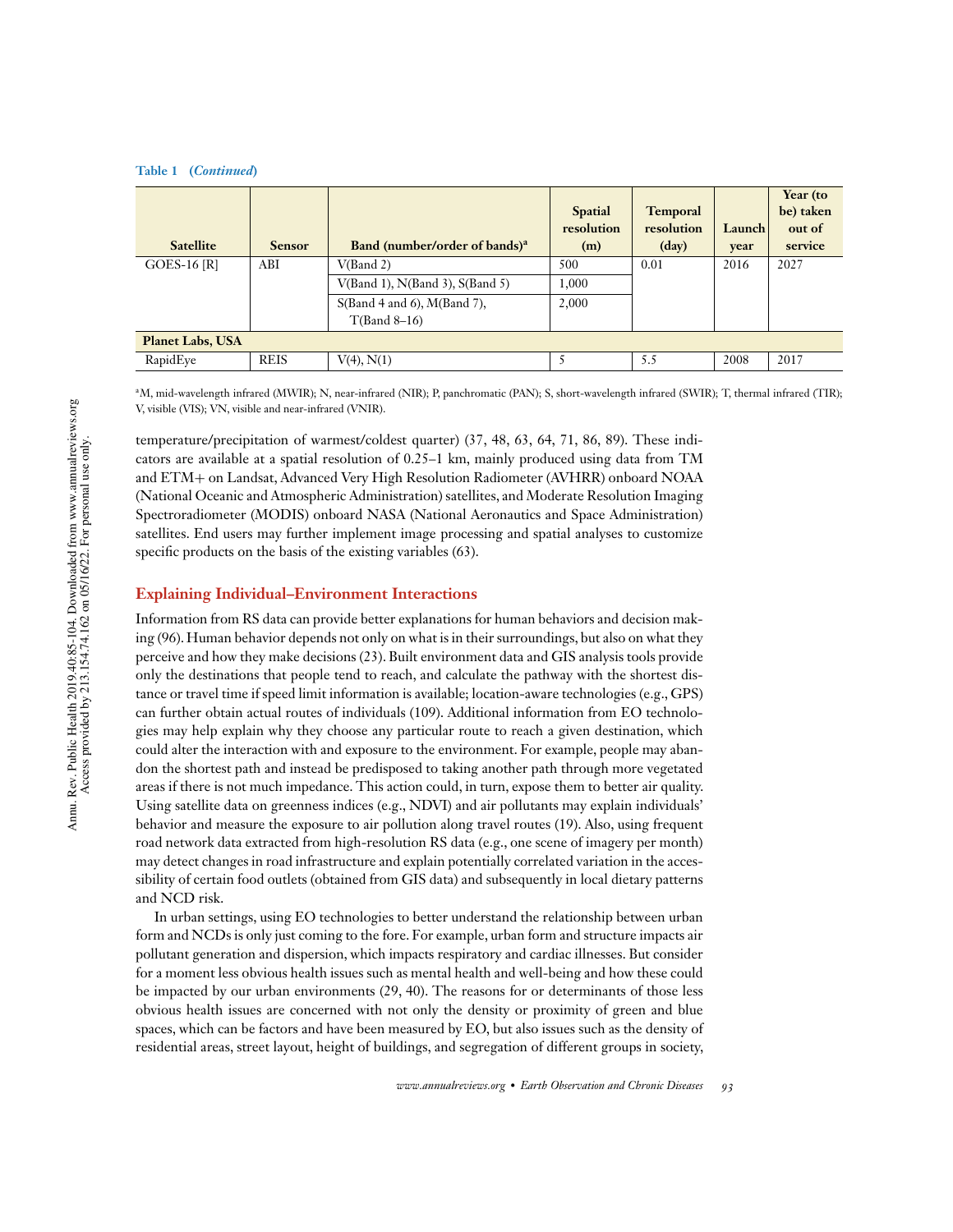**Table 1 (*Continued*)**

| Satellite | Sensor | Band (number/order of bands)[a] | Spatial resolution (m) | Temporal resolution (day) | Launch year | Year (to be) taken out of service |
|---|---|---|---|---|---|---|
| GOES-16 [R] | ABI | V(Band 2) | 500 | 0.01 | 2016 | 2027 |
| | | V(Band 1), N(Band 3), S(Band 5) | 1,000 | | | |
| | | S(Band 4 and 6), M(Band 7), T(Band 8–16) | 2,000 | | | |
| **Planet Labs, USA** | | | | | | |
| RapidEye | REIS | V(4), N(1) | 5 | 5.5 | 2008 | 2017 |

[a]M, mid-wavelength infrared (MWIR); N, near-infrared (NIR); P, panchromatic (PAN); S, short-wavelength infrared (SWIR); T, thermal infrared (TIR); V, visible (VIS); VN, visible and near-infrared (VNIR).

temperature/precipitation of warmest/coldest quarter) (37, 48, 63, 64, 71, 86, 89). These indicators are available at a spatial resolution of 0.25–1 km, mainly produced using data from TM and ETM+ on Landsat, Advanced Very High Resolution Radiometer (AVHRR) onboard NOAA (National Oceanic and Atmospheric Administration) satellites, and Moderate Resolution Imaging Spectroradiometer (MODIS) onboard NASA (National Aeronautics and Space Administration) satellites. End users may further implement image processing and spatial analyses to customize specific products on the basis of the existing variables (63).

## Explaining Individual–Environment Interactions

Information from RS data can provide better explanations for human behaviors and decision making (96). Human behavior depends not only on what is in their surroundings, but also on what they perceive and how they make decisions (23). Built environment data and GIS analysis tools provide only the destinations that people tend to reach, and calculate the pathway with the shortest distance or travel time if speed limit information is available; location-aware technologies (e.g., GPS) can further obtain actual routes of individuals (109). Additional information from EO technologies may help explain why they choose any particular route to reach a given destination, which could alter the interaction with and exposure to the environment. For example, people may abandon the shortest path and instead be predisposed to taking another path through more vegetated areas if there is not much impedance. This action could, in turn, expose them to better air quality. Using satellite data on greenness indices (e.g., NDVI) and air pollutants may explain individuals' behavior and measure the exposure to air pollution along travel routes (19). Also, using frequent road network data extracted from high-resolution RS data (e.g., one scene of imagery per month) may detect changes in road infrastructure and explain potentially correlated variation in the accessibility of certain food outlets (obtained from GIS data) and subsequently in local dietary patterns and NCD risk.

In urban settings, using EO technologies to better understand the relationship between urban form and NCDs is only just coming to the fore. For example, urban form and structure impacts air pollutant generation and dispersion, which impacts respiratory and cardiac illnesses. But consider for a moment less obvious health issues such as mental health and well-being and how these could be impacted by our urban environments (29, 40). The reasons for or determinants of those less obvious health issues are concerned with not only the density or proximity of green and blue spaces, which can be factors and have been measured by EO, but also issues such as the density of residential areas, street layout, height of buildings, and segregation of different groups in society,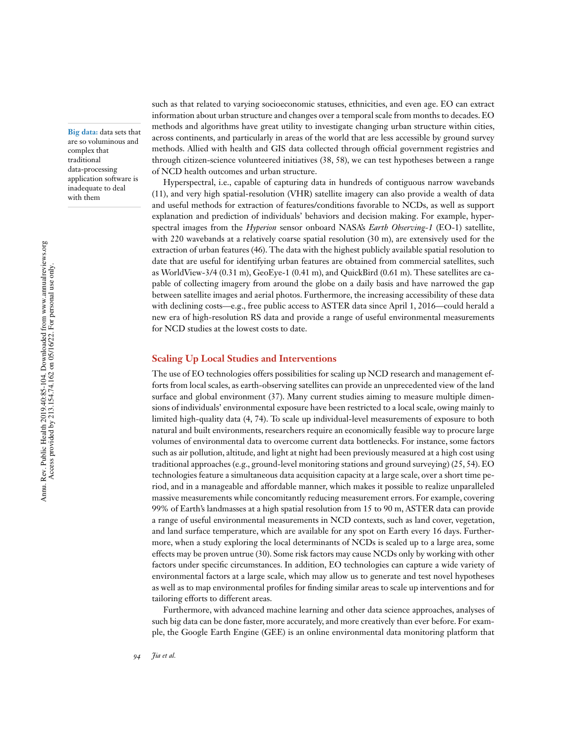such as that related to varying socioeconomic statuses, ethnicities, and even age. EO can extract information about urban structure and changes over a temporal scale from months to decades. EO methods and algorithms have great utility to investigate changing urban structure within cities, across continents, and particularly in areas of the world that are less accessible by ground survey methods. Allied with health and GIS data collected through official government registries and through citizen-science volunteered initiatives (38, 58), we can test hypotheses between a range of NCD health outcomes and urban structure.

**Big data:** data sets that are so voluminous and complex that traditional data-processing application software is inadequate to deal with them

Hyperspectral, i.e., capable of capturing data in hundreds of contiguous narrow wavebands (11), and very high spatial-resolution (VHR) satellite imagery can also provide a wealth of data and useful methods for extraction of features/conditions favorable to NCDs, as well as support explanation and prediction of individuals' behaviors and decision making. For example, hyperspectral images from the *Hyperion* sensor onboard NASA's *Earth Observing-1* (EO-1) satellite, with 220 wavebands at a relatively coarse spatial resolution (30 m), are extensively used for the extraction of urban features (46). The data with the highest publicly available spatial resolution to date that are useful for identifying urban features are obtained from commercial satellites, such as WorldView-3/4 (0.31 m), GeoEye-1 (0.41 m), and QuickBird (0.61 m). These satellites are capable of collecting imagery from around the globe on a daily basis and have narrowed the gap between satellite images and aerial photos. Furthermore, the increasing accessibility of these data with declining costs—e.g., free public access to ASTER data since April 1, 2016—could herald a new era of high-resolution RS data and provide a range of useful environmental measurements for NCD studies at the lowest costs to date.

## Scaling Up Local Studies and Interventions

The use of EO technologies offers possibilities for scaling up NCD research and management efforts from local scales, as earth-observing satellites can provide an unprecedented view of the land surface and global environment (37). Many current studies aiming to measure multiple dimensions of individuals' environmental exposure have been restricted to a local scale, owing mainly to limited high-quality data (4, 74). To scale up individual-level measurements of exposure to both natural and built environments, researchers require an economically feasible way to procure large volumes of environmental data to overcome current data bottlenecks. For instance, some factors such as air pollution, altitude, and light at night had been previously measured at a high cost using traditional approaches (e.g., ground-level monitoring stations and ground surveying) (25, 54). EO technologies feature a simultaneous data acquisition capacity at a large scale, over a short time period, and in a manageable and affordable manner, which makes it possible to realize unparalleled massive measurements while concomitantly reducing measurement errors. For example, covering 99% of Earth's landmasses at a high spatial resolution from 15 to 90 m, ASTER data can provide a range of useful environmental measurements in NCD contexts, such as land cover, vegetation, and land surface temperature, which are available for any spot on Earth every 16 days. Furthermore, when a study exploring the local determinants of NCDs is scaled up to a large area, some effects may be proven untrue (30). Some risk factors may cause NCDs only by working with other factors under specific circumstances. In addition, EO technologies can capture a wide variety of environmental factors at a large scale, which may allow us to generate and test novel hypotheses as well as to map environmental profiles for finding similar areas to scale up interventions and for tailoring efforts to different areas.

Furthermore, with advanced machine learning and other data science approaches, analyses of such big data can be done faster, more accurately, and more creatively than ever before. For example, the Google Earth Engine (GEE) is an online environmental data monitoring platform that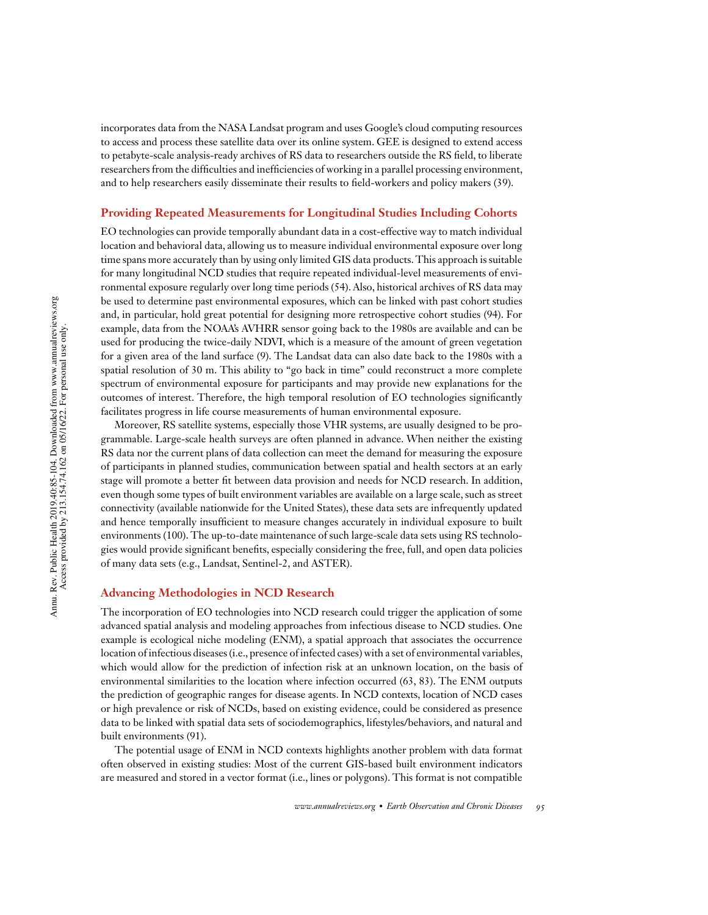incorporates data from the NASA Landsat program and uses Google's cloud computing resources to access and process these satellite data over its online system. GEE is designed to extend access to petabyte-scale analysis-ready archives of RS data to researchers outside the RS field, to liberate researchers from the difficulties and inefficiencies of working in a parallel processing environment, and to help researchers easily disseminate their results to field-workers and policy makers (39).

## Providing Repeated Measurements for Longitudinal Studies Including Cohorts

EO technologies can provide temporally abundant data in a cost-effective way to match individual location and behavioral data, allowing us to measure individual environmental exposure over long time spans more accurately than by using only limited GIS data products. This approach is suitable for many longitudinal NCD studies that require repeated individual-level measurements of environmental exposure regularly over long time periods (54). Also, historical archives of RS data may be used to determine past environmental exposures, which can be linked with past cohort studies and, in particular, hold great potential for designing more retrospective cohort studies (94). For example, data from the NOAA's AVHRR sensor going back to the 1980s are available and can be used for producing the twice-daily NDVI, which is a measure of the amount of green vegetation for a given area of the land surface (9). The Landsat data can also date back to the 1980s with a spatial resolution of 30 m. This ability to "go back in time" could reconstruct a more complete spectrum of environmental exposure for participants and may provide new explanations for the outcomes of interest. Therefore, the high temporal resolution of EO technologies significantly facilitates progress in life course measurements of human environmental exposure.

Moreover, RS satellite systems, especially those VHR systems, are usually designed to be programmable. Large-scale health surveys are often planned in advance. When neither the existing RS data nor the current plans of data collection can meet the demand for measuring the exposure of participants in planned studies, communication between spatial and health sectors at an early stage will promote a better fit between data provision and needs for NCD research. In addition, even though some types of built environment variables are available on a large scale, such as street connectivity (available nationwide for the United States), these data sets are infrequently updated and hence temporally insufficient to measure changes accurately in individual exposure to built environments (100). The up-to-date maintenance of such large-scale data sets using RS technologies would provide significant benefits, especially considering the free, full, and open data policies of many data sets (e.g., Landsat, Sentinel-2, and ASTER).

## Advancing Methodologies in NCD Research

The incorporation of EO technologies into NCD research could trigger the application of some advanced spatial analysis and modeling approaches from infectious disease to NCD studies. One example is ecological niche modeling (ENM), a spatial approach that associates the occurrence location of infectious diseases (i.e., presence of infected cases) with a set of environmental variables, which would allow for the prediction of infection risk at an unknown location, on the basis of environmental similarities to the location where infection occurred (63, 83). The ENM outputs the prediction of geographic ranges for disease agents. In NCD contexts, location of NCD cases or high prevalence or risk of NCDs, based on existing evidence, could be considered as presence data to be linked with spatial data sets of sociodemographics, lifestyles/behaviors, and natural and built environments (91).

The potential usage of ENM in NCD contexts highlights another problem with data format often observed in existing studies: Most of the current GIS-based built environment indicators are measured and stored in a vector format (i.e., lines or polygons). This format is not compatible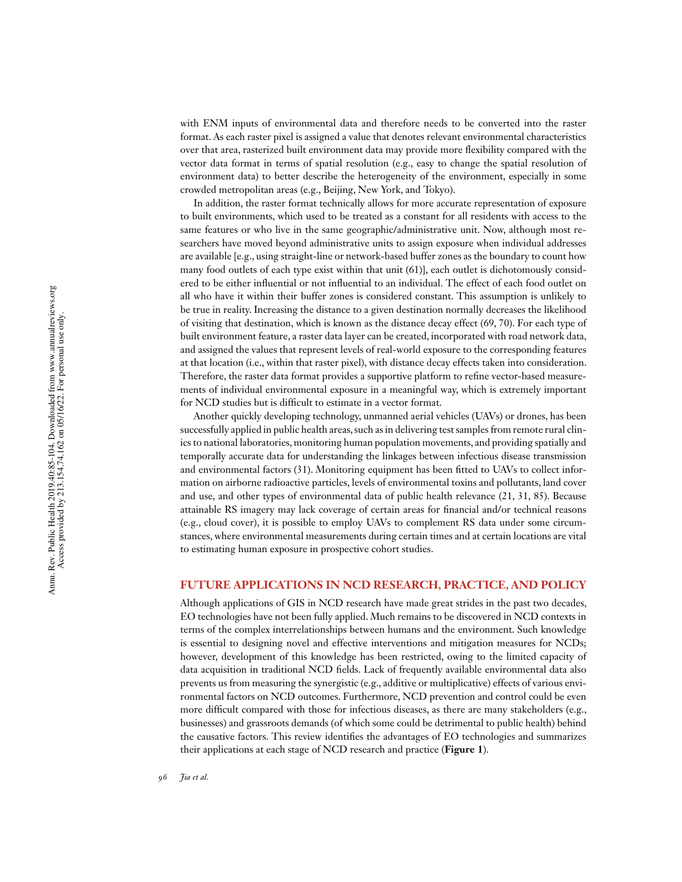with ENM inputs of environmental data and therefore needs to be converted into the raster format. As each raster pixel is assigned a value that denotes relevant environmental characteristics over that area, rasterized built environment data may provide more flexibility compared with the vector data format in terms of spatial resolution (e.g., easy to change the spatial resolution of environment data) to better describe the heterogeneity of the environment, especially in some crowded metropolitan areas (e.g., Beijing, New York, and Tokyo).

In addition, the raster format technically allows for more accurate representation of exposure to built environments, which used to be treated as a constant for all residents with access to the same features or who live in the same geographic/administrative unit. Now, although most researchers have moved beyond administrative units to assign exposure when individual addresses are available [e.g., using straight-line or network-based buffer zones as the boundary to count how many food outlets of each type exist within that unit (61)], each outlet is dichotomously considered to be either influential or not influential to an individual. The effect of each food outlet on all who have it within their buffer zones is considered constant. This assumption is unlikely to be true in reality. Increasing the distance to a given destination normally decreases the likelihood of visiting that destination, which is known as the distance decay effect (69, 70). For each type of built environment feature, a raster data layer can be created, incorporated with road network data, and assigned the values that represent levels of real-world exposure to the corresponding features at that location (i.e., within that raster pixel), with distance decay effects taken into consideration. Therefore, the raster data format provides a supportive platform to refine vector-based measurements of individual environmental exposure in a meaningful way, which is extremely important for NCD studies but is difficult to estimate in a vector format.

Another quickly developing technology, unmanned aerial vehicles (UAVs) or drones, has been successfully applied in public health areas, such as in delivering test samples from remote rural clinics to national laboratories, monitoring human population movements, and providing spatially and temporally accurate data for understanding the linkages between infectious disease transmission and environmental factors (31). Monitoring equipment has been fitted to UAVs to collect information on airborne radioactive particles, levels of environmental toxins and pollutants, land cover and use, and other types of environmental data of public health relevance (21, 31, 85). Because attainable RS imagery may lack coverage of certain areas for financial and/or technical reasons (e.g., cloud cover), it is possible to employ UAVs to complement RS data under some circumstances, where environmental measurements during certain times and at certain locations are vital to estimating human exposure in prospective cohort studies.

## FUTURE APPLICATIONS IN NCD RESEARCH, PRACTICE, AND POLICY

Although applications of GIS in NCD research have made great strides in the past two decades, EO technologies have not been fully applied. Much remains to be discovered in NCD contexts in terms of the complex interrelationships between humans and the environment. Such knowledge is essential to designing novel and effective interventions and mitigation measures for NCDs; however, development of this knowledge has been restricted, owing to the limited capacity of data acquisition in traditional NCD fields. Lack of frequently available environmental data also prevents us from measuring the synergistic (e.g., additive or multiplicative) effects of various environmental factors on NCD outcomes. Furthermore, NCD prevention and control could be even more difficult compared with those for infectious diseases, as there are many stakeholders (e.g., businesses) and grassroots demands (of which some could be detrimental to public health) behind the causative factors. This review identifies the advantages of EO technologies and summarizes their applications at each stage of NCD research and practice (**Figure 1**).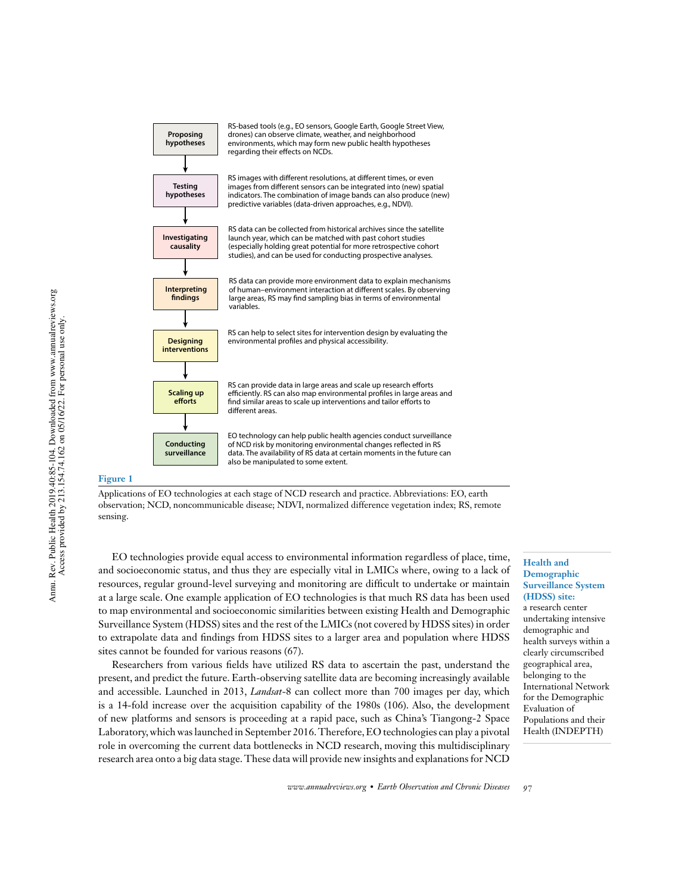| Stage | Application |
| --- | --- |
| Proposing hypotheses | RS-based tools (e.g., EO sensors, Google Earth, Google Street View, drones) can observe climate, weather, and neighborhood environments, which may form new public health hypotheses regarding their effects on NCDs. |
| Testing hypotheses | RS images with different resolutions, at different times, or even images from different sensors can be integrated into (new) spatial indicators. The combination of image bands can also produce (new) predictive variables (data-driven approaches, e.g., NDVI). |
| Investigating causality | RS data can be collected from historical archives since the satellite launch year, which can be matched with past cohort studies (especially holding great potential for more retrospective cohort studies), and can be used for conducting prospective analyses. |
| Interpreting findings | RS data can provide more environment data to explain mechanisms of human–environment interaction at different scales. By observing large areas, RS may find sampling bias in terms of environmental variables. |
| Designing interventions | RS can help to select sites for intervention design by evaluating the environmental profiles and physical accessibility. |
| Scaling up efforts | RS can provide data in large areas and scale up research efforts efficiently. RS can also map environmental profiles in large areas and find similar areas to scale up interventions and tailor efforts to different areas. |
| Conducting surveillance | EO technology can help public health agencies conduct surveillance of NCD risk by monitoring environmental changes reflected in RS data. The availability of RS data at certain moments in the future can also be manipulated to some extent. |

**Figure 1**

Applications of EO technologies at each stage of NCD research and practice. Abbreviations: EO, earth observation; NCD, noncommunicable disease; NDVI, normalized difference vegetation index; RS, remote sensing.

EO technologies provide equal access to environmental information regardless of place, time, and socioeconomic status, and thus they are especially vital in LMICs where, owing to a lack of resources, regular ground-level surveying and monitoring are difficult to undertake or maintain at a large scale. One example application of EO technologies is that much RS data has been used to map environmental and socioeconomic similarities between existing Health and Demographic Surveillance System (HDSS) sites and the rest of the LMICs (not covered by HDSS sites) in order to extrapolate data and findings from HDSS sites to a larger area and population where HDSS sites cannot be founded for various reasons (67).

**Health and Demographic Surveillance System (HDSS) site:** a research center undertaking intensive demographic and health surveys within a clearly circumscribed geographical area, belonging to the International Network for the Demographic Evaluation of Populations and their Health (INDEPTH)

Researchers from various fields have utilized RS data to ascertain the past, understand the present, and predict the future. Earth-observing satellite data are becoming increasingly available and accessible. Launched in 2013, *Landsat*-8 can collect more than 700 images per day, which is a 14-fold increase over the acquisition capability of the 1980s (106). Also, the development of new platforms and sensors is proceeding at a rapid pace, such as China's Tiangong-2 Space Laboratory, which was launched in September 2016. Therefore, EO technologies can play a pivotal role in overcoming the current data bottlenecks in NCD research, moving this multidisciplinary research area onto a big data stage. These data will provide new insights and explanations for NCD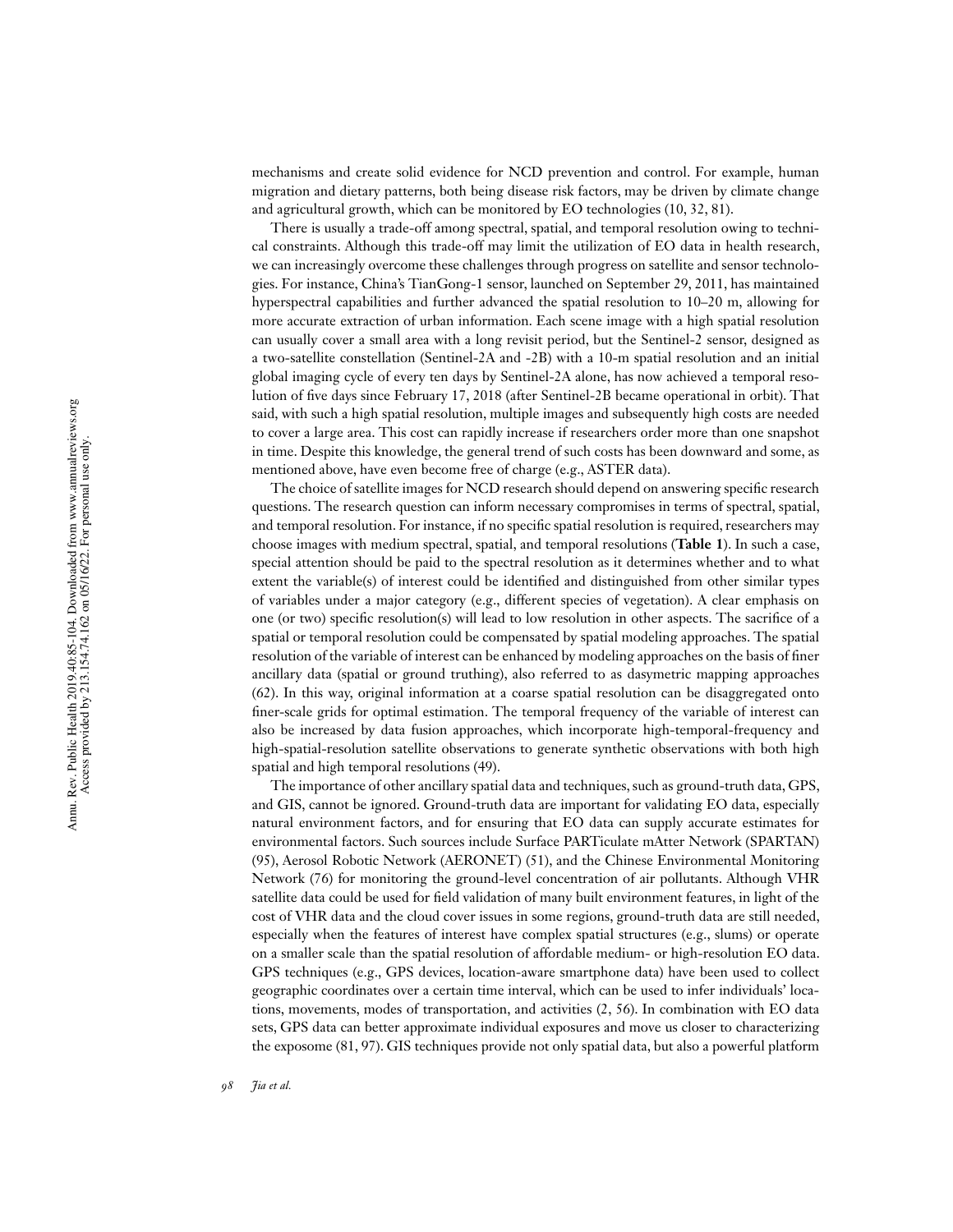mechanisms and create solid evidence for NCD prevention and control. For example, human migration and dietary patterns, both being disease risk factors, may be driven by climate change and agricultural growth, which can be monitored by EO technologies (10, 32, 81).

There is usually a trade-off among spectral, spatial, and temporal resolution owing to technical constraints. Although this trade-off may limit the utilization of EO data in health research, we can increasingly overcome these challenges through progress on satellite and sensor technologies. For instance, China's TianGong-1 sensor, launched on September 29, 2011, has maintained hyperspectral capabilities and further advanced the spatial resolution to 10–20 m, allowing for more accurate extraction of urban information. Each scene image with a high spatial resolution can usually cover a small area with a long revisit period, but the Sentinel-2 sensor, designed as a two-satellite constellation (Sentinel-2A and -2B) with a 10-m spatial resolution and an initial global imaging cycle of every ten days by Sentinel-2A alone, has now achieved a temporal resolution of five days since February 17, 2018 (after Sentinel-2B became operational in orbit). That said, with such a high spatial resolution, multiple images and subsequently high costs are needed to cover a large area. This cost can rapidly increase if researchers order more than one snapshot in time. Despite this knowledge, the general trend of such costs has been downward and some, as mentioned above, have even become free of charge (e.g., ASTER data).

The choice of satellite images for NCD research should depend on answering specific research questions. The research question can inform necessary compromises in terms of spectral, spatial, and temporal resolution. For instance, if no specific spatial resolution is required, researchers may choose images with medium spectral, spatial, and temporal resolutions (**Table 1**). In such a case, special attention should be paid to the spectral resolution as it determines whether and to what extent the variable(s) of interest could be identified and distinguished from other similar types of variables under a major category (e.g., different species of vegetation). A clear emphasis on one (or two) specific resolution(s) will lead to low resolution in other aspects. The sacrifice of a spatial or temporal resolution could be compensated by spatial modeling approaches. The spatial resolution of the variable of interest can be enhanced by modeling approaches on the basis of finer ancillary data (spatial or ground truthing), also referred to as dasymetric mapping approaches (62). In this way, original information at a coarse spatial resolution can be disaggregated onto finer-scale grids for optimal estimation. The temporal frequency of the variable of interest can also be increased by data fusion approaches, which incorporate high-temporal-frequency and high-spatial-resolution satellite observations to generate synthetic observations with both high spatial and high temporal resolutions (49).

The importance of other ancillary spatial data and techniques, such as ground-truth data, GPS, and GIS, cannot be ignored. Ground-truth data are important for validating EO data, especially natural environment factors, and for ensuring that EO data can supply accurate estimates for environmental factors. Such sources include Surface PARTiculate mAtter Network (SPARTAN) (95), Aerosol Robotic Network (AERONET) (51), and the Chinese Environmental Monitoring Network (76) for monitoring the ground-level concentration of air pollutants. Although VHR satellite data could be used for field validation of many built environment features, in light of the cost of VHR data and the cloud cover issues in some regions, ground-truth data are still needed, especially when the features of interest have complex spatial structures (e.g., slums) or operate on a smaller scale than the spatial resolution of affordable medium- or high-resolution EO data. GPS techniques (e.g., GPS devices, location-aware smartphone data) have been used to collect geographic coordinates over a certain time interval, which can be used to infer individuals' locations, movements, modes of transportation, and activities (2, 56). In combination with EO data sets, GPS data can better approximate individual exposures and move us closer to characterizing the exposome (81, 97). GIS techniques provide not only spatial data, but also a powerful platform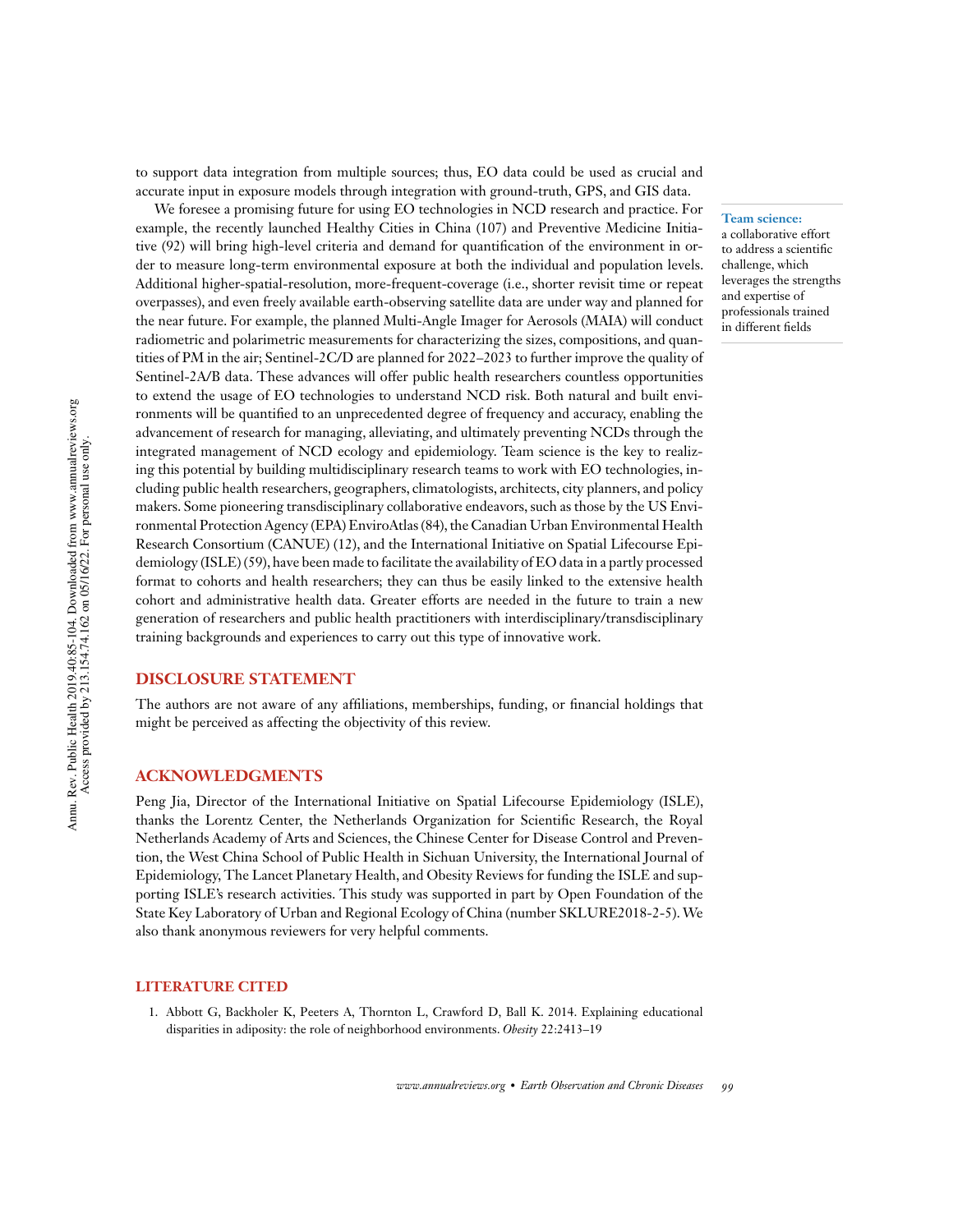to support data integration from multiple sources; thus, EO data could be used as crucial and accurate input in exposure models through integration with ground-truth, GPS, and GIS data.

We foresee a promising future for using EO technologies in NCD research and practice. For example, the recently launched Healthy Cities in China (107) and Preventive Medicine Initiative (92) will bring high-level criteria and demand for quantification of the environment in order to measure long-term environmental exposure at both the individual and population levels. Additional higher-spatial-resolution, more-frequent-coverage (i.e., shorter revisit time or repeat overpasses), and even freely available earth-observing satellite data are under way and planned for the near future. For example, the planned Multi-Angle Imager for Aerosols (MAIA) will conduct radiometric and polarimetric measurements for characterizing the sizes, compositions, and quantities of PM in the air; Sentinel-2C/D are planned for 2022–2023 to further improve the quality of Sentinel-2A/B data. These advances will offer public health researchers countless opportunities to extend the usage of EO technologies to understand NCD risk. Both natural and built environments will be quantified to an unprecedented degree of frequency and accuracy, enabling the advancement of research for managing, alleviating, and ultimately preventing NCDs through the integrated management of NCD ecology and epidemiology. Team science is the key to realizing this potential by building multidisciplinary research teams to work with EO technologies, including public health researchers, geographers, climatologists, architects, city planners, and policy makers. Some pioneering transdisciplinary collaborative endeavors, such as those by the US Environmental Protection Agency (EPA) EnviroAtlas (84), the Canadian Urban Environmental Health Research Consortium (CANUE) (12), and the International Initiative on Spatial Lifecourse Epidemiology (ISLE) (59), have been made to facilitate the availability of EO data in a partly processed format to cohorts and health researchers; they can thus be easily linked to the extensive health cohort and administrative health data. Greater efforts are needed in the future to train a new generation of researchers and public health practitioners with interdisciplinary/transdisciplinary training backgrounds and experiences to carry out this type of innovative work.

**Team science:** a collaborative effort to address a scientific challenge, which leverages the strengths and expertise of professionals trained in different fields

## DISCLOSURE STATEMENT

The authors are not aware of any affiliations, memberships, funding, or financial holdings that might be perceived as affecting the objectivity of this review.

## ACKNOWLEDGMENTS

Peng Jia, Director of the International Initiative on Spatial Lifecourse Epidemiology (ISLE), thanks the Lorentz Center, the Netherlands Organization for Scientific Research, the Royal Netherlands Academy of Arts and Sciences, the Chinese Center for Disease Control and Prevention, the West China School of Public Health in Sichuan University, the International Journal of Epidemiology, The Lancet Planetary Health, and Obesity Reviews for funding the ISLE and supporting ISLE's research activities. This study was supported in part by Open Foundation of the State Key Laboratory of Urban and Regional Ecology of China (number SKLURE2018-2-5). We also thank anonymous reviewers for very helpful comments.

## LITERATURE CITED

1. Abbott G, Backholer K, Peeters A, Thornton L, Crawford D, Ball K. 2014. Explaining educational disparities in adiposity: the role of neighborhood environments. *Obesity* 22:2413–19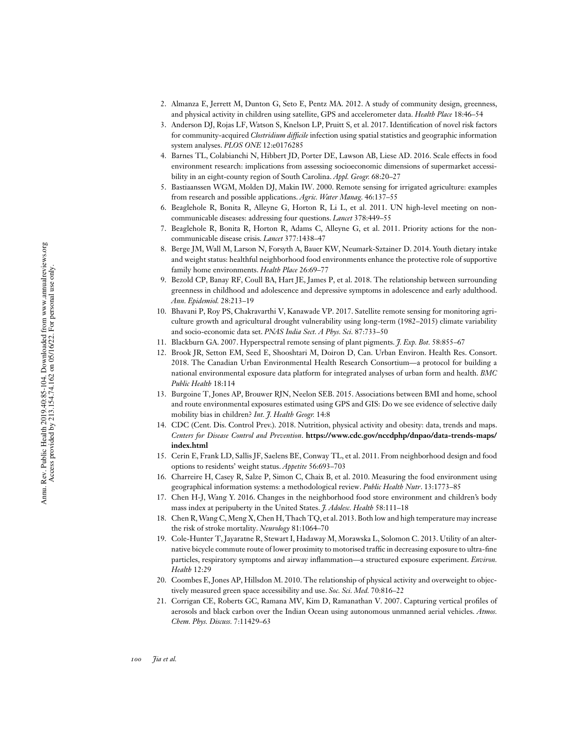2. Almanza E, Jerrett M, Dunton G, Seto E, Pentz MA. 2012. A study of community design, greenness, and physical activity in children using satellite, GPS and accelerometer data. *Health Place* 18:46–54
3. Anderson DJ, Rojas LF, Watson S, Knelson LP, Pruitt S, et al. 2017. Identification of novel risk factors for community-acquired *Clostridium difficile* infection using spatial statistics and geographic information system analyses. *PLOS ONE* 12:e0176285
4. Barnes TL, Colabianchi N, Hibbert JD, Porter DE, Lawson AB, Liese AD. 2016. Scale effects in food environment research: implications from assessing socioeconomic dimensions of supermarket accessibility in an eight-county region of South Carolina. *Appl. Geogr.* 68:20–27
5. Bastiaanssen WGM, Molden DJ, Makin IW. 2000. Remote sensing for irrigated agriculture: examples from research and possible applications. *Agric. Water Manag.* 46:137–55
6. Beaglehole R, Bonita R, Alleyne G, Horton R, Li L, et al. 2011. UN high-level meeting on non-communicable diseases: addressing four questions. *Lancet* 378:449–55
7. Beaglehole R, Bonita R, Horton R, Adams C, Alleyne G, et al. 2011. Priority actions for the non-communicable disease crisis. *Lancet* 377:1438–47
8. Berge JM, Wall M, Larson N, Forsyth A, Bauer KW, Neumark-Sztainer D. 2014. Youth dietary intake and weight status: healthful neighborhood food environments enhance the protective role of supportive family home environments. *Health Place* 26:69–77
9. Bezold CP, Banay RF, Coull BA, Hart JE, James P, et al. 2018. The relationship between surrounding greenness in childhood and adolescence and depressive symptoms in adolescence and early adulthood. *Ann. Epidemiol.* 28:213–19
10. Bhavani P, Roy PS, Chakravarthi V, Kanawade VP. 2017. Satellite remote sensing for monitoring agriculture growth and agricultural drought vulnerability using long-term (1982–2015) climate variability and socio-economic data set. *PNAS India Sect. A Phys. Sci.* 87:733–50
11. Blackburn GA. 2007. Hyperspectral remote sensing of plant pigments. *J. Exp. Bot.* 58:855–67
12. Brook JR, Setton EM, Seed E, Shooshtari M, Doiron D, Can. Urban Environ. Health Res. Consort. 2018. The Canadian Urban Environmental Health Research Consortium—a protocol for building a national environmental exposure data platform for integrated analyses of urban form and health. *BMC Public Health* 18:114
13. Burgoine T, Jones AP, Brouwer RJN, Neelon SEB. 2015. Associations between BMI and home, school and route environmental exposures estimated using GPS and GIS: Do we see evidence of selective daily mobility bias in children? *Int. J. Health Geogr.* 14:8
14. CDC (Cent. Dis. Control Prev.). 2018. Nutrition, physical activity and obesity: data, trends and maps. *Centers for Disease Control and Prevention*. **https://www.cdc.gov/nccdphp/dnpao/data-trends-maps/index.html**
15. Cerin E, Frank LD, Sallis JF, Saelens BE, Conway TL, et al. 2011. From neighborhood design and food options to residents' weight status. *Appetite* 56:693–703
16. Charreire H, Casey R, Salze P, Simon C, Chaix B, et al. 2010. Measuring the food environment using geographical information systems: a methodological review. *Public Health Nutr.* 13:1773–85
17. Chen H-J, Wang Y. 2016. Changes in the neighborhood food store environment and children's body mass index at peripuberty in the United States. *J. Adolesc. Health* 58:111–18
18. Chen R, Wang C, Meng X, Chen H, Thach TQ, et al. 2013. Both low and high temperature may increase the risk of stroke mortality. *Neurology* 81:1064–70
19. Cole-Hunter T, Jayaratne R, Stewart I, Hadaway M, Morawska L, Solomon C. 2013. Utility of an alternative bicycle commute route of lower proximity to motorised traffic in decreasing exposure to ultra-fine particles, respiratory symptoms and airway inflammation—a structured exposure experiment. *Environ. Health* 12:29
20. Coombes E, Jones AP, Hillsdon M. 2010. The relationship of physical activity and overweight to objectively measured green space accessibility and use. *Soc. Sci. Med.* 70:816–22
21. Corrigan CE, Roberts GC, Ramana MV, Kim D, Ramanathan V. 2007. Capturing vertical profiles of aerosols and black carbon over the Indian Ocean using autonomous unmanned aerial vehicles. *Atmos. Chem. Phys. Discuss.* 7:11429–63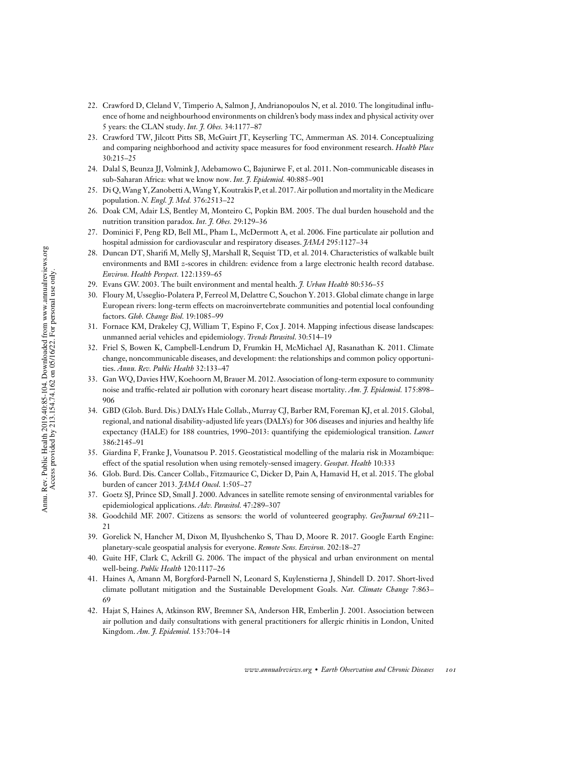22. Crawford D, Cleland V, Timperio A, Salmon J, Andrianopoulos N, et al. 2010. The longitudinal influence of home and neighbourhood environments on children's body mass index and physical activity over 5 years: the CLAN study. *Int. J. Obes.* 34:1177–87
23. Crawford TW, Jilcott Pitts SB, McGuirt JT, Keyserling TC, Ammerman AS. 2014. Conceptualizing and comparing neighborhood and activity space measures for food environment research. *Health Place* 30:215–25
24. Dalal S, Beunza JJ, Volmink J, Adebamowo C, Bajunirwe F, et al. 2011. Non-communicable diseases in sub-Saharan Africa: what we know now. *Int. J. Epidemiol.* 40:885–901
25. Di Q, Wang Y, Zanobetti A, Wang Y, Koutrakis P, et al. 2017. Air pollution and mortality in the Medicare population. *N. Engl. J. Med.* 376:2513–22
26. Doak CM, Adair LS, Bentley M, Monteiro C, Popkin BM. 2005. The dual burden household and the nutrition transition paradox. *Int. J. Obes.* 29:129–36
27. Dominici F, Peng RD, Bell ML, Pham L, McDermott A, et al. 2006. Fine particulate air pollution and hospital admission for cardiovascular and respiratory diseases. *JAMA* 295:1127–34
28. Duncan DT, Sharifi M, Melly SJ, Marshall R, Sequist TD, et al. 2014. Characteristics of walkable built environments and BMI *z*-scores in children: evidence from a large electronic health record database. *Environ. Health Perspect.* 122:1359–65
29. Evans GW. 2003. The built environment and mental health. *J. Urban Health* 80:536–55
30. Floury M, Usseglio-Polatera P, Ferreol M, Delattre C, Souchon Y. 2013. Global climate change in large European rivers: long-term effects on macroinvertebrate communities and potential local confounding factors. *Glob. Change Biol.* 19:1085–99
31. Fornace KM, Drakeley CJ, William T, Espino F, Cox J. 2014. Mapping infectious disease landscapes: unmanned aerial vehicles and epidemiology. *Trends Parasitol.* 30:514–19
32. Friel S, Bowen K, Campbell-Lendrum D, Frumkin H, McMichael AJ, Rasanathan K. 2011. Climate change, noncommunicable diseases, and development: the relationships and common policy opportunities. *Annu. Rev. Public Health* 32:133–47
33. Gan WQ, Davies HW, Koehoorn M, Brauer M. 2012. Association of long-term exposure to community noise and traffic-related air pollution with coronary heart disease mortality. *Am. J. Epidemiol.* 175:898–906
34. GBD (Glob. Burd. Dis.) DALYs Hale Collab., Murray CJ, Barber RM, Foreman KJ, et al. 2015. Global, regional, and national disability-adjusted life years (DALYs) for 306 diseases and injuries and healthy life expectancy (HALE) for 188 countries, 1990–2013: quantifying the epidemiological transition. *Lancet* 386:2145–91
35. Giardina F, Franke J, Vounatsou P. 2015. Geostatistical modelling of the malaria risk in Mozambique: effect of the spatial resolution when using remotely-sensed imagery. *Geospat. Health* 10:333
36. Glob. Burd. Dis. Cancer Collab., Fitzmaurice C, Dicker D, Pain A, Hamavid H, et al. 2015. The global burden of cancer 2013. *JAMA Oncol.* 1:505–27
37. Goetz SJ, Prince SD, Small J. 2000. Advances in satellite remote sensing of environmental variables for epidemiological applications. *Adv. Parasitol.* 47:289–307
38. Goodchild MF. 2007. Citizens as sensors: the world of volunteered geography. *GeoJournal* 69:211–21
39. Gorelick N, Hancher M, Dixon M, Ilyushchenko S, Thau D, Moore R. 2017. Google Earth Engine: planetary-scale geospatial analysis for everyone. *Remote Sens. Environ.* 202:18–27
40. Guite HF, Clark C, Ackrill G. 2006. The impact of the physical and urban environment on mental well-being. *Public Health* 120:1117–26
41. Haines A, Amann M, Borgford-Parnell N, Leonard S, Kuylenstierna J, Shindell D. 2017. Short-lived climate pollutant mitigation and the Sustainable Development Goals. *Nat. Climate Change* 7:863–69
42. Hajat S, Haines A, Atkinson RW, Bremner SA, Anderson HR, Emberlin J. 2001. Association between air pollution and daily consultations with general practitioners for allergic rhinitis in London, United Kingdom. *Am. J. Epidemiol.* 153:704–14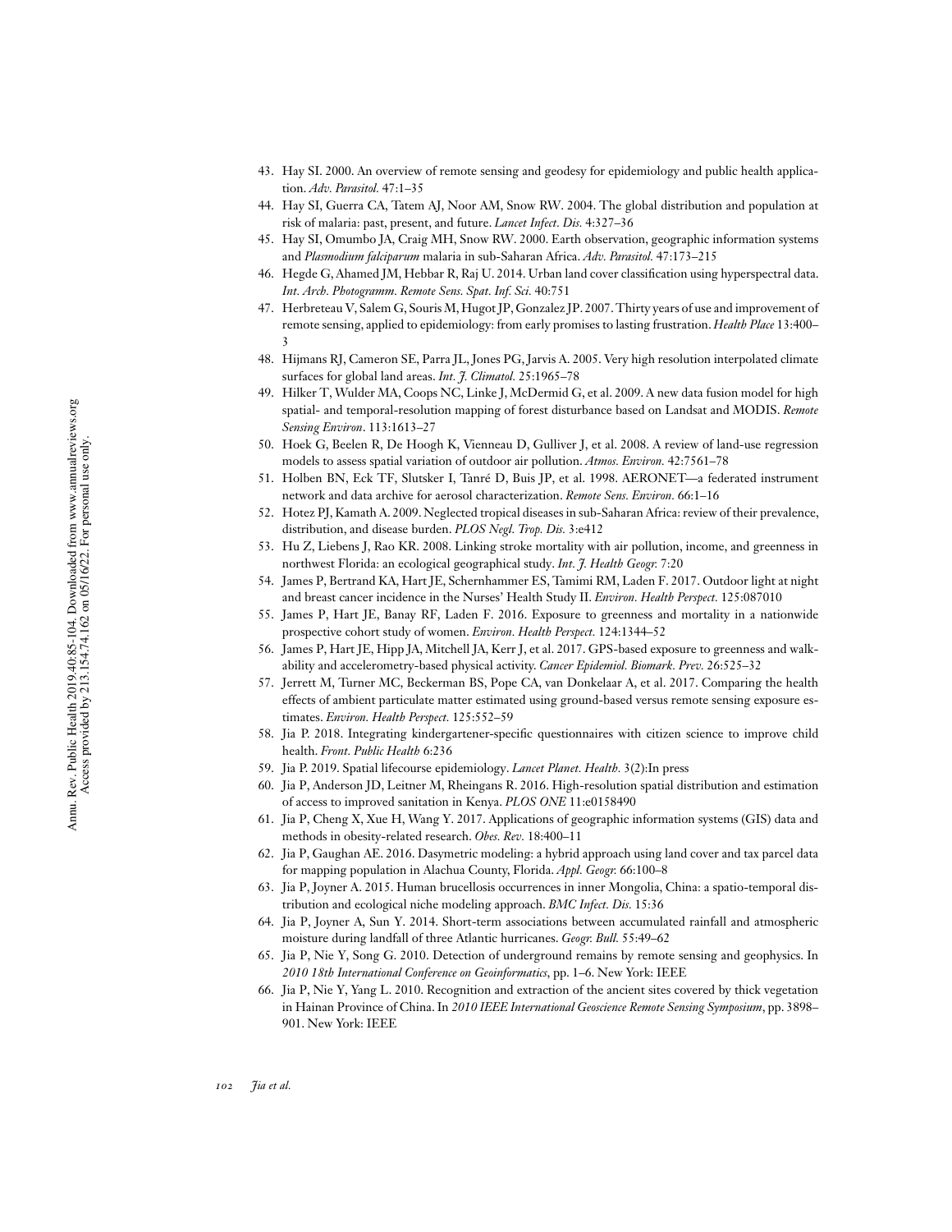43. Hay SI. 2000. An overview of remote sensing and geodesy for epidemiology and public health application. *Adv. Parasitol.* 47:1–35
44. Hay SI, Guerra CA, Tatem AJ, Noor AM, Snow RW. 2004. The global distribution and population at risk of malaria: past, present, and future. *Lancet Infect. Dis.* 4:327–36
45. Hay SI, Omumbo JA, Craig MH, Snow RW. 2000. Earth observation, geographic information systems and *Plasmodium falciparum* malaria in sub-Saharan Africa. *Adv. Parasitol.* 47:173–215
46. Hegde G, Ahamed JM, Hebbar R, Raj U. 2014. Urban land cover classification using hyperspectral data. *Int. Arch. Photogramm. Remote Sens. Spat. Inf. Sci.* 40:751
47. Herbreteau V, Salem G, Souris M, Hugot JP, Gonzalez JP. 2007. Thirty years of use and improvement of remote sensing, applied to epidemiology: from early promises to lasting frustration. *Health Place* 13:400–3
48. Hijmans RJ, Cameron SE, Parra JL, Jones PG, Jarvis A. 2005. Very high resolution interpolated climate surfaces for global land areas. *Int. J. Climatol.* 25:1965–78
49. Hilker T, Wulder MA, Coops NC, Linke J, McDermid G, et al. 2009. A new data fusion model for high spatial- and temporal-resolution mapping of forest disturbance based on Landsat and MODIS. *Remote Sensing Environ*. 113:1613–27
50. Hoek G, Beelen R, De Hoogh K, Vienneau D, Gulliver J, et al. 2008. A review of land-use regression models to assess spatial variation of outdoor air pollution. *Atmos. Environ.* 42:7561–78
51. Holben BN, Eck TF, Slutsker I, Tanré D, Buis JP, et al. 1998. AERONET—a federated instrument network and data archive for aerosol characterization. *Remote Sens. Environ.* 66:1–16
52. Hotez PJ, Kamath A. 2009. Neglected tropical diseases in sub-Saharan Africa: review of their prevalence, distribution, and disease burden. *PLOS Negl. Trop. Dis.* 3:e412
53. Hu Z, Liebens J, Rao KR. 2008. Linking stroke mortality with air pollution, income, and greenness in northwest Florida: an ecological geographical study. *Int. J. Health Geogr.* 7:20
54. James P, Bertrand KA, Hart JE, Schernhammer ES, Tamimi RM, Laden F. 2017. Outdoor light at night and breast cancer incidence in the Nurses' Health Study II. *Environ. Health Perspect.* 125:087010
55. James P, Hart JE, Banay RF, Laden F. 2016. Exposure to greenness and mortality in a nationwide prospective cohort study of women. *Environ. Health Perspect.* 124:1344–52
56. James P, Hart JE, Hipp JA, Mitchell JA, Kerr J, et al. 2017. GPS-based exposure to greenness and walkability and accelerometry-based physical activity. *Cancer Epidemiol. Biomark. Prev.* 26:525–32
57. Jerrett M, Turner MC, Beckerman BS, Pope CA, van Donkelaar A, et al. 2017. Comparing the health effects of ambient particulate matter estimated using ground-based versus remote sensing exposure estimates. *Environ. Health Perspect.* 125:552–59
58. Jia P. 2018. Integrating kindergartener-specific questionnaires with citizen science to improve child health. *Front. Public Health* 6:236
59. Jia P. 2019. Spatial lifecourse epidemiology. *Lancet Planet. Health.* 3(2):In press
60. Jia P, Anderson JD, Leitner M, Rheingans R. 2016. High-resolution spatial distribution and estimation of access to improved sanitation in Kenya. *PLOS ONE* 11:e0158490
61. Jia P, Cheng X, Xue H, Wang Y. 2017. Applications of geographic information systems (GIS) data and methods in obesity-related research. *Obes. Rev.* 18:400–11
62. Jia P, Gaughan AE. 2016. Dasymetric modeling: a hybrid approach using land cover and tax parcel data for mapping population in Alachua County, Florida. *Appl. Geogr.* 66:100–8
63. Jia P, Joyner A. 2015. Human brucellosis occurrences in inner Mongolia, China: a spatio-temporal distribution and ecological niche modeling approach. *BMC Infect. Dis.* 15:36
64. Jia P, Joyner A, Sun Y. 2014. Short-term associations between accumulated rainfall and atmospheric moisture during landfall of three Atlantic hurricanes. *Geogr. Bull.* 55:49–62
65. Jia P, Nie Y, Song G. 2010. Detection of underground remains by remote sensing and geophysics. In *2010 18th International Conference on Geoinformatics*, pp. 1–6. New York: IEEE
66. Jia P, Nie Y, Yang L. 2010. Recognition and extraction of the ancient sites covered by thick vegetation in Hainan Province of China. In *2010 IEEE International Geoscience Remote Sensing Symposium*, pp. 3898–901. New York: IEEE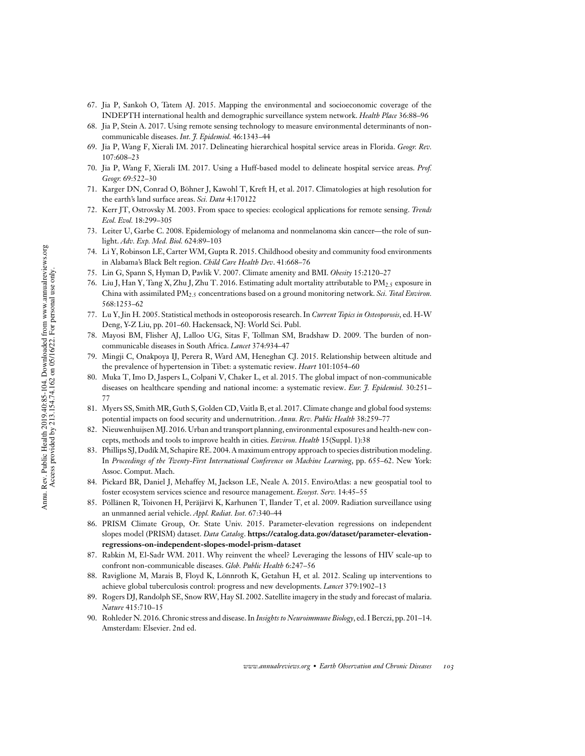67. Jia P, Sankoh O, Tatem AJ. 2015. Mapping the environmental and socioeconomic coverage of the INDEPTH international health and demographic surveillance system network. *Health Place* 36:88–96
68. Jia P, Stein A. 2017. Using remote sensing technology to measure environmental determinants of non-communicable diseases. *Int. J. Epidemiol.* 46:1343–44
69. Jia P, Wang F, Xierali IM. 2017. Delineating hierarchical hospital service areas in Florida. *Geogr. Rev.* 107:608–23
70. Jia P, Wang F, Xierali IM. 2017. Using a Huff-based model to delineate hospital service areas. *Prof. Geogr.* 69:522–30
71. Karger DN, Conrad O, Böhner J, Kawohl T, Kreft H, et al. 2017. Climatologies at high resolution for the earth's land surface areas. *Sci. Data* 4:170122
72. Kerr JT, Ostrovsky M. 2003. From space to species: ecological applications for remote sensing. *Trends Ecol. Evol.* 18:299–305
73. Leiter U, Garbe C. 2008. Epidemiology of melanoma and nonmelanoma skin cancer—the role of sunlight. *Adv. Exp. Med. Biol.* 624:89–103
74. Li Y, Robinson LE, Carter WM, Gupta R. 2015. Childhood obesity and community food environments in Alabama's Black Belt region. *Child Care Health Dev*. 41:668–76
75. Lin G, Spann S, Hyman D, Pavlik V. 2007. Climate amenity and BMI. *Obesity* 15:2120–27
76. Liu J, Han Y, Tang X, Zhu J, Zhu T. 2016. Estimating adult mortality attributable to $PM_{2.5}$ exposure in China with assimilated $PM_{2.5}$ concentrations based on a ground monitoring network. *Sci. Total Environ.* 568:1253–62
77. Lu Y, Jin H. 2005. Statistical methods in osteoporosis research. In *Current Topics in Osteoporosis*, ed. H-W Deng, Y-Z Liu, pp. 201–60. Hackensack, NJ: World Sci. Publ.
78. Mayosi BM, Flisher AJ, Lalloo UG, Sitas F, Tollman SM, Bradshaw D. 2009. The burden of non-communicable diseases in South Africa. *Lancet* 374:934–47
79. Mingji C, Onakpoya IJ, Perera R, Ward AM, Heneghan CJ. 2015. Relationship between altitude and the prevalence of hypertension in Tibet: a systematic review. *Heart* 101:1054–60
80. Muka T, Imo D, Jaspers L, Colpani V, Chaker L, et al. 2015. The global impact of non-communicable diseases on healthcare spending and national income: a systematic review. *Eur. J. Epidemiol.* 30:251–77
81. Myers SS, Smith MR, Guth S, Golden CD, Vaitla B, et al. 2017. Climate change and global food systems: potential impacts on food security and undernutrition. *Annu. Rev. Public Health* 38:259–77
82. Nieuwenhuijsen MJ. 2016. Urban and transport planning, environmental exposures and health-new concepts, methods and tools to improve health in cities. *Environ. Health* 15(Suppl. 1):38
83. Phillips SJ, Dudík M, Schapire RE. 2004. A maximum entropy approach to species distribution modeling. In *Proceedings of the Twenty-First International Conference on Machine Learning*, pp. 655–62. New York: Assoc. Comput. Mach.
84. Pickard BR, Daniel J, Mehaffey M, Jackson LE, Neale A. 2015. EnviroAtlas: a new geospatial tool to foster ecosystem services science and resource management. *Ecosyst. Serv.* 14:45–55
85. Pöllänen R, Toivonen H, Peräjärvi K, Karhunen T, Ilander T, et al. 2009. Radiation surveillance using an unmanned aerial vehicle. *Appl. Radiat. Isot.* 67:340–44
86. PRISM Climate Group, Or. State Univ. 2015. Parameter-elevation regressions on independent slopes model (PRISM) dataset. *Data Catalog*. **https://catalog.data.gov/dataset/parameter-elevation-regressions-on-independent-slopes-model-prism-dataset**
87. Rabkin M, El-Sadr WM. 2011. Why reinvent the wheel? Leveraging the lessons of HIV scale-up to confront non-communicable diseases. *Glob. Public Health* 6:247–56
88. Raviglione M, Marais B, Floyd K, Lönnroth K, Getahun H, et al. 2012. Scaling up interventions to achieve global tuberculosis control: progress and new developments. *Lancet* 379:1902–13
89. Rogers DJ, Randolph SE, Snow RW, Hay SI. 2002. Satellite imagery in the study and forecast of malaria. *Nature* 415:710–15
90. Rohleder N. 2016. Chronic stress and disease. In *Insights to Neuroimmune Biology*, ed. I Berczi, pp. 201–14. Amsterdam: Elsevier. 2nd ed.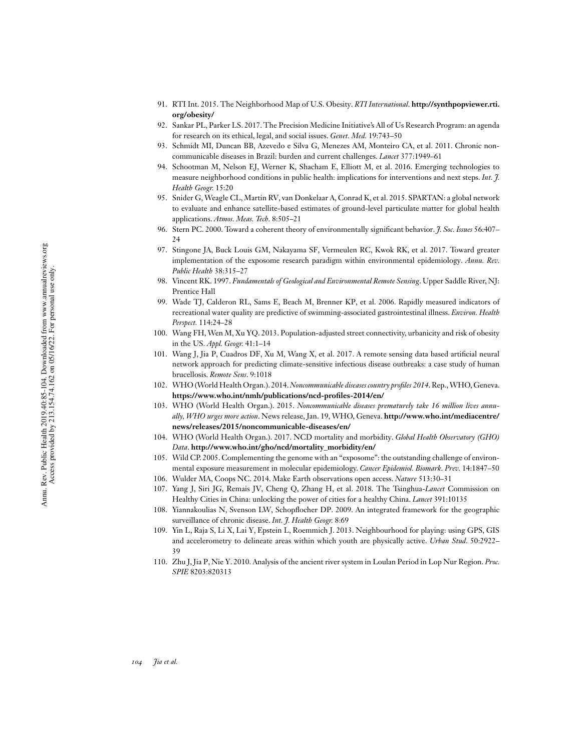91. RTI Int. 2015. The Neighborhood Map of U.S. Obesity. *RTI International*. **http://synthpopviewer.rti.org/obesity/**
92. Sankar PL, Parker LS. 2017. The Precision Medicine Initiative's All of Us Research Program: an agenda for research on its ethical, legal, and social issues. *Genet. Med.* 19:743–50
93. Schmidt MI, Duncan BB, Azevedo e Silva G, Menezes AM, Monteiro CA, et al. 2011. Chronic noncommunicable diseases in Brazil: burden and current challenges. *Lancet* 377:1949–61
94. Schootman M, Nelson EJ, Werner K, Shacham E, Elliott M, et al. 2016. Emerging technologies to measure neighborhood conditions in public health: implications for interventions and next steps. *Int. J. Health Geogr.* 15:20
95. Snider G, Weagle CL, Martin RV, van Donkelaar A, Conrad K, et al. 2015. SPARTAN: a global network to evaluate and enhance satellite-based estimates of ground-level particulate matter for global health applications. *Atmos. Meas. Tech.* 8:505–21
96. Stern PC. 2000. Toward a coherent theory of environmentally significant behavior. *J. Soc. Issues* 56:407–24
97. Stingone JA, Buck Louis GM, Nakayama SF, Vermeulen RC, Kwok RK, et al. 2017. Toward greater implementation of the exposome research paradigm within environmental epidemiology. *Annu. Rev. Public Health* 38:315–27
98. Vincent RK. 1997. *Fundamentals of Geological and Environmental Remote Sensing*. Upper Saddle River, NJ: Prentice Hall
99. Wade TJ, Calderon RL, Sams E, Beach M, Brenner KP, et al. 2006. Rapidly measured indicators of recreational water quality are predictive of swimming-associated gastrointestinal illness. *Environ. Health Perspect.* 114:24–28
100. Wang FH, Wen M, Xu YQ. 2013. Population-adjusted street connectivity, urbanicity and risk of obesity in the US. *Appl. Geogr.* 41:1–14
101. Wang J, Jia P, Cuadros DF, Xu M, Wang X, et al. 2017. A remote sensing data based artificial neural network approach for predicting climate-sensitive infectious disease outbreaks: a case study of human brucellosis. *Remote Sens*. 9:1018
102. WHO (World Health Organ.). 2014. *Noncommunicable diseases country profiles 2014*. Rep., WHO, Geneva. **https://www.who.int/nmh/publications/ncd-profiles-2014/en/**
103. WHO (World Health Organ.). 2015. *Noncommunicable diseases prematurely take 16 million lives annually, WHO urges more action*. News release, Jan. 19, WHO, Geneva. **http://www.who.int/mediacentre/news/releases/2015/noncommunicable-diseases/en/**
104. WHO (World Health Organ.). 2017. NCD mortality and morbidity. *Global Health Observatory (GHO) Data*. **http://www.who.int/gho/ncd/mortality_morbidity/en/**
105. Wild CP. 2005. Complementing the genome with an "exposome": the outstanding challenge of environmental exposure measurement in molecular epidemiology. *Cancer Epidemiol. Biomark. Prev.* 14:1847–50
106. Wulder MA, Coops NC. 2014. Make Earth observations open access. *Nature* 513:30–31
107. Yang J, Siri JG, Remais JV, Cheng Q, Zhang H, et al. 2018. The Tsinghua-*Lancet* Commission on Healthy Cities in China: unlocking the power of cities for a healthy China. *Lancet* 391:10135
108. Yiannakoulias N, Svenson LW, Schopflocher DP. 2009. An integrated framework for the geographic surveillance of chronic disease. *Int. J. Health Geogr.* 8:69
109. Yin L, Raja S, Li X, Lai Y, Epstein L, Roemmich J. 2013. Neighbourhood for playing: using GPS, GIS and accelerometry to delineate areas within which youth are physically active. *Urban Stud*. 50:2922–39
110. Zhu J, Jia P, Nie Y. 2010. Analysis of the ancient river system in Loulan Period in Lop Nur Region. *Proc. SPIE* 8203:820313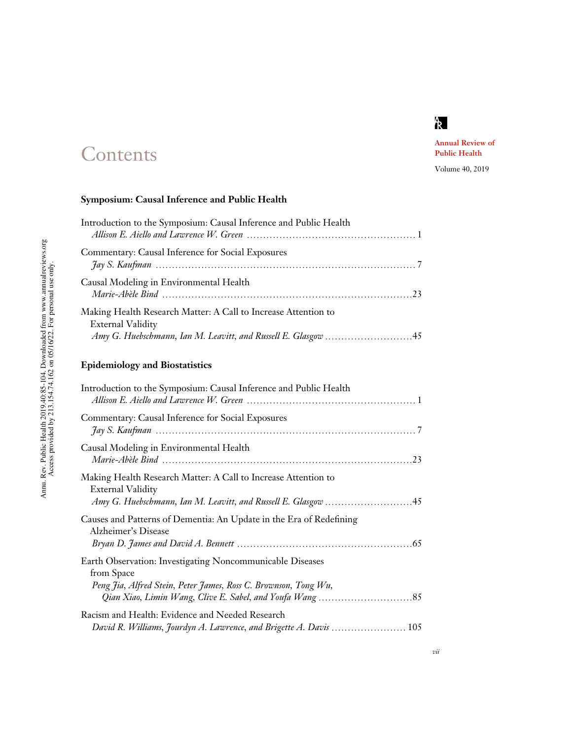# Contents

**Annual Review of Public Health**

Volume 40, 2019

## Symposium: Causal Inference and Public Health

Introduction to the Symposium: Causal Inference and Public Health
*Allison E. Aiello and Lawrence W. Green* ........ 1

Commentary: Causal Inference for Social Exposures
*Jay S. Kaufman* ........ 7

Causal Modeling in Environmental Health
*Marie-Abèle Bind* ........ 23

Making Health Research Matter: A Call to Increase Attention to External Validity
*Amy G. Huebschmann, Ian M. Leavitt, and Russell E. Glasgow* ........ 45

## Epidemiology and Biostatistics

Introduction to the Symposium: Causal Inference and Public Health
*Allison E. Aiello and Lawrence W. Green* ........ 1

Commentary: Causal Inference for Social Exposures
*Jay S. Kaufman* ........ 7

Causal Modeling in Environmental Health
*Marie-Abèle Bind* ........ 23

Making Health Research Matter: A Call to Increase Attention to External Validity
*Amy G. Huebschmann, Ian M. Leavitt, and Russell E. Glasgow* ........ 45

Causes and Patterns of Dementia: An Update in the Era of Redefining Alzheimer's Disease
*Bryan D. James and David A. Bennett* ........ 65

Earth Observation: Investigating Noncommunicable Diseases from Space
*Peng Jia, Alfred Stein, Peter James, Ross C. Brownson, Tong Wu, Qian Xiao, Limin Wang, Clive E. Sabel, and Youfa Wang* ........ 85

Racism and Health: Evidence and Needed Research
*David R. Williams, Jourdyn A. Lawrence, and Brigette A. Davis* ........ 105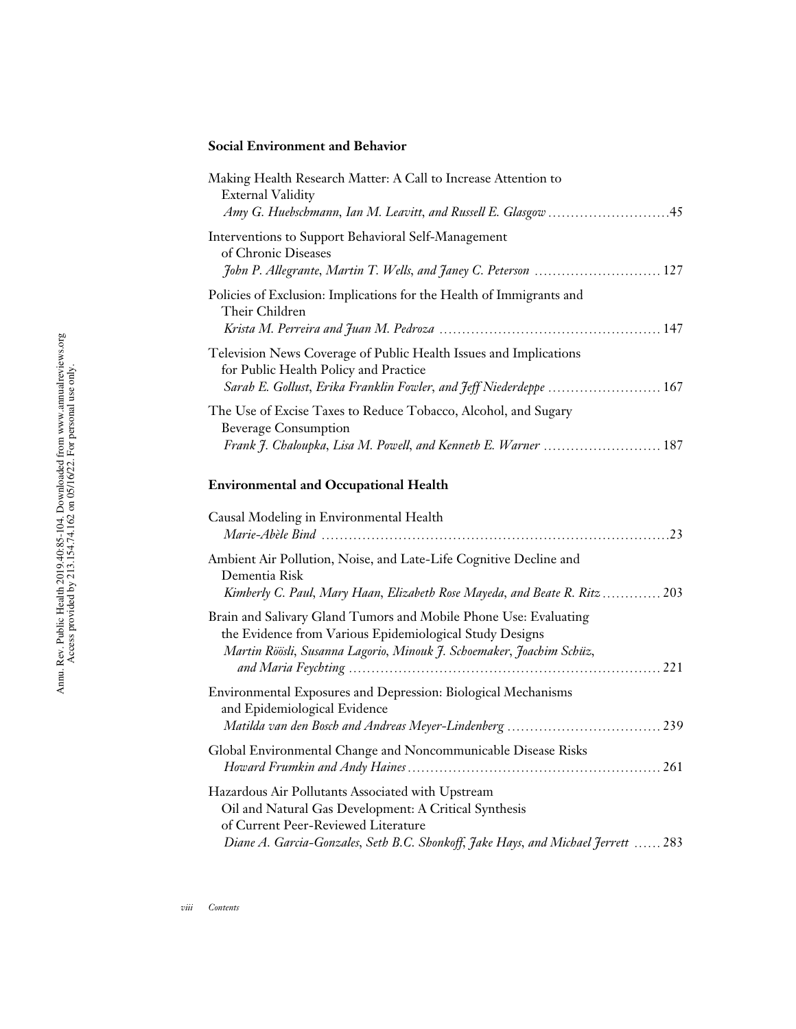### Social Environment and Behavior

Making Health Research Matter: A Call to Increase Attention to External Validity
*Amy G. Huebschmann, Ian M. Leavitt, and Russell E. Glasgow* ....45

Interventions to Support Behavioral Self-Management of Chronic Diseases
*John P. Allegrante, Martin T. Wells, and Janey C. Peterson* .... 127

Policies of Exclusion: Implications for the Health of Immigrants and Their Children
*Krista M. Perreira and Juan M. Pedroza* .... 147

Television News Coverage of Public Health Issues and Implications for Public Health Policy and Practice
*Sarah E. Gollust, Erika Franklin Fowler, and Jeff Niederdeppe* .... 167

The Use of Excise Taxes to Reduce Tobacco, Alcohol, and Sugary Beverage Consumption
*Frank J. Chaloupka, Lisa M. Powell, and Kenneth E. Warner* .... 187

### Environmental and Occupational Health

Causal Modeling in Environmental Health
*Marie-Abèle Bind* ....23

Ambient Air Pollution, Noise, and Late-Life Cognitive Decline and Dementia Risk
*Kimberly C. Paul, Mary Haan, Elizabeth Rose Mayeda, and Beate R. Ritz* .... 203

Brain and Salivary Gland Tumors and Mobile Phone Use: Evaluating the Evidence from Various Epidemiological Study Designs
*Martin Röösli, Susanna Lagorio, Minouk J. Schoemaker, Joachim Schüz, and Maria Feychting* .... 221

Environmental Exposures and Depression: Biological Mechanisms and Epidemiological Evidence
*Matilda van den Bosch and Andreas Meyer-Lindenberg* .... 239

Global Environmental Change and Noncommunicable Disease Risks
*Howard Frumkin and Andy Haines* .... 261

Hazardous Air Pollutants Associated with Upstream Oil and Natural Gas Development: A Critical Synthesis of Current Peer-Reviewed Literature
*Diane A. Garcia-Gonzales, Seth B.C. Shonkoff, Jake Hays, and Michael Jerrett* .... 283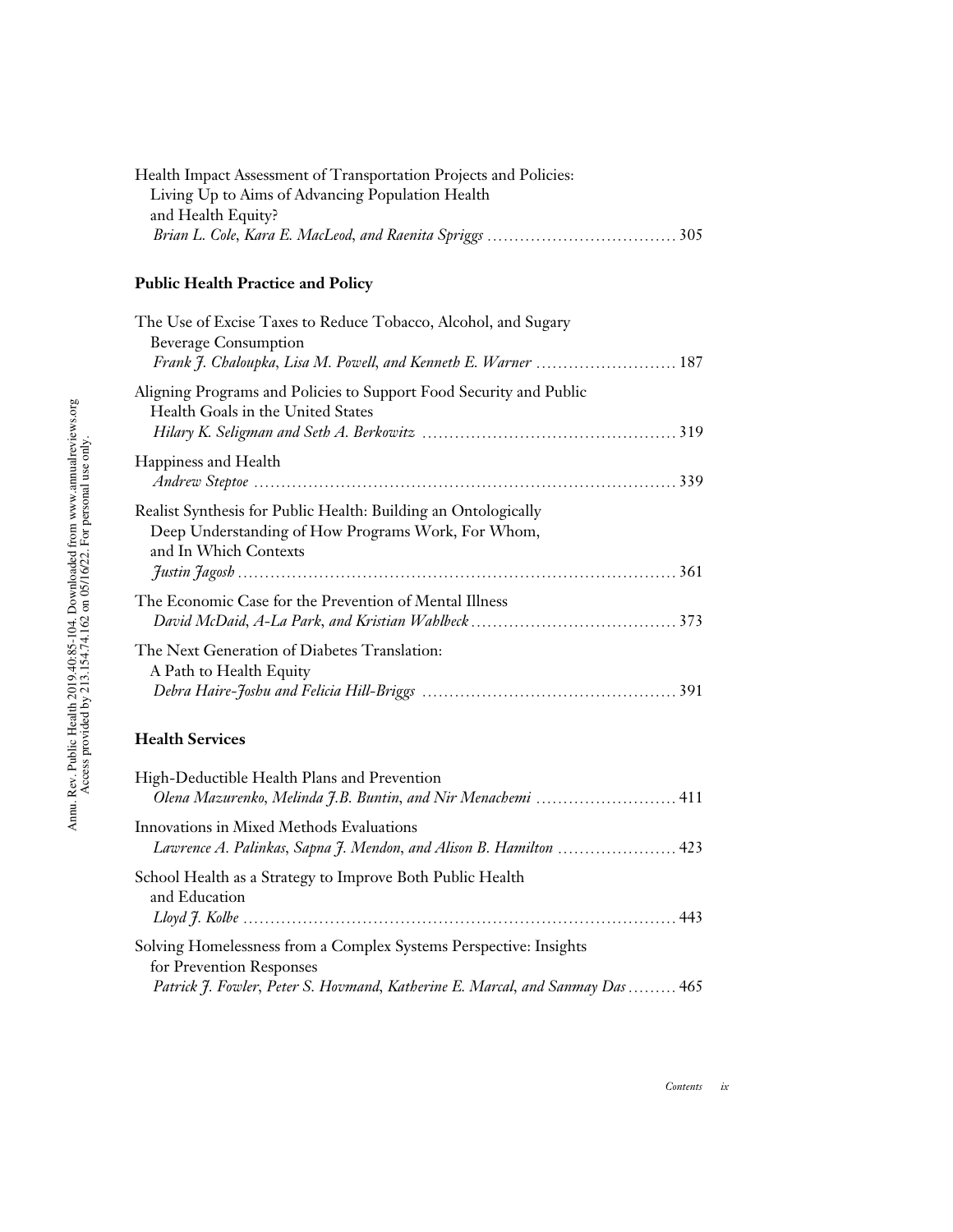Health Impact Assessment of Transportation Projects and Policies: Living Up to Aims of Advancing Population Health and Health Equity?
*Brian L. Cole, Kara E. MacLeod, and Raenita Spriggs* ..... 305

## Public Health Practice and Policy

The Use of Excise Taxes to Reduce Tobacco, Alcohol, and Sugary Beverage Consumption
*Frank J. Chaloupka, Lisa M. Powell, and Kenneth E. Warner* ..... 187

Aligning Programs and Policies to Support Food Security and Public Health Goals in the United States
*Hilary K. Seligman and Seth A. Berkowitz* ..... 319

Happiness and Health
*Andrew Steptoe* ..... 339

Realist Synthesis for Public Health: Building an Ontologically Deep Understanding of How Programs Work, For Whom, and In Which Contexts
*Justin Jagosh* ..... 361

The Economic Case for the Prevention of Mental Illness
*David McDaid, A-La Park, and Kristian Wahlbeck* ..... 373

The Next Generation of Diabetes Translation: A Path to Health Equity
*Debra Haire-Joshu and Felicia Hill-Briggs* ..... 391

## Health Services

High-Deductible Health Plans and Prevention
*Olena Mazurenko, Melinda J.B. Buntin, and Nir Menachemi* ..... 411

Innovations in Mixed Methods Evaluations
*Lawrence A. Palinkas, Sapna J. Mendon, and Alison B. Hamilton* ..... 423

School Health as a Strategy to Improve Both Public Health and Education
*Lloyd J. Kolbe* ..... 443

Solving Homelessness from a Complex Systems Perspective: Insights for Prevention Responses
*Patrick J. Fowler, Peter S. Hovmand, Katherine E. Marcal, and Sanmay Das* ..... 465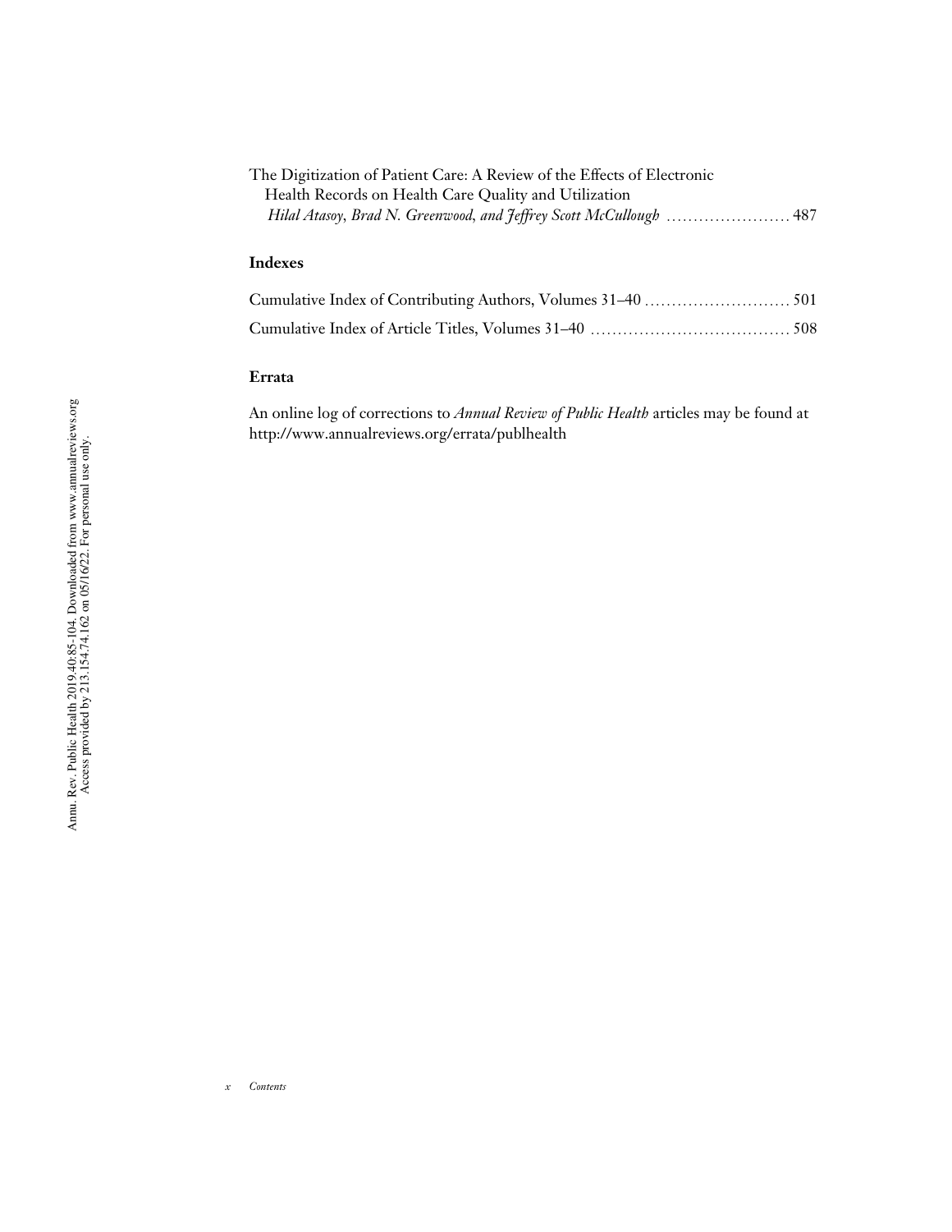The Digitization of Patient Care: A Review of the Effects of Electronic Health Records on Health Care Quality and Utilization
*Hilal Atasoy, Brad N. Greenwood, and Jeffrey Scott McCullough* ....................... 487

## Indexes

Cumulative Index of Contributing Authors, Volumes 31–40 ........................... 501

Cumulative Index of Article Titles, Volumes 31–40 .................................... 508

## Errata

An online log of corrections to *Annual Review of Public Health* articles may be found at http://www.annualreviews.org/errata/publhealth